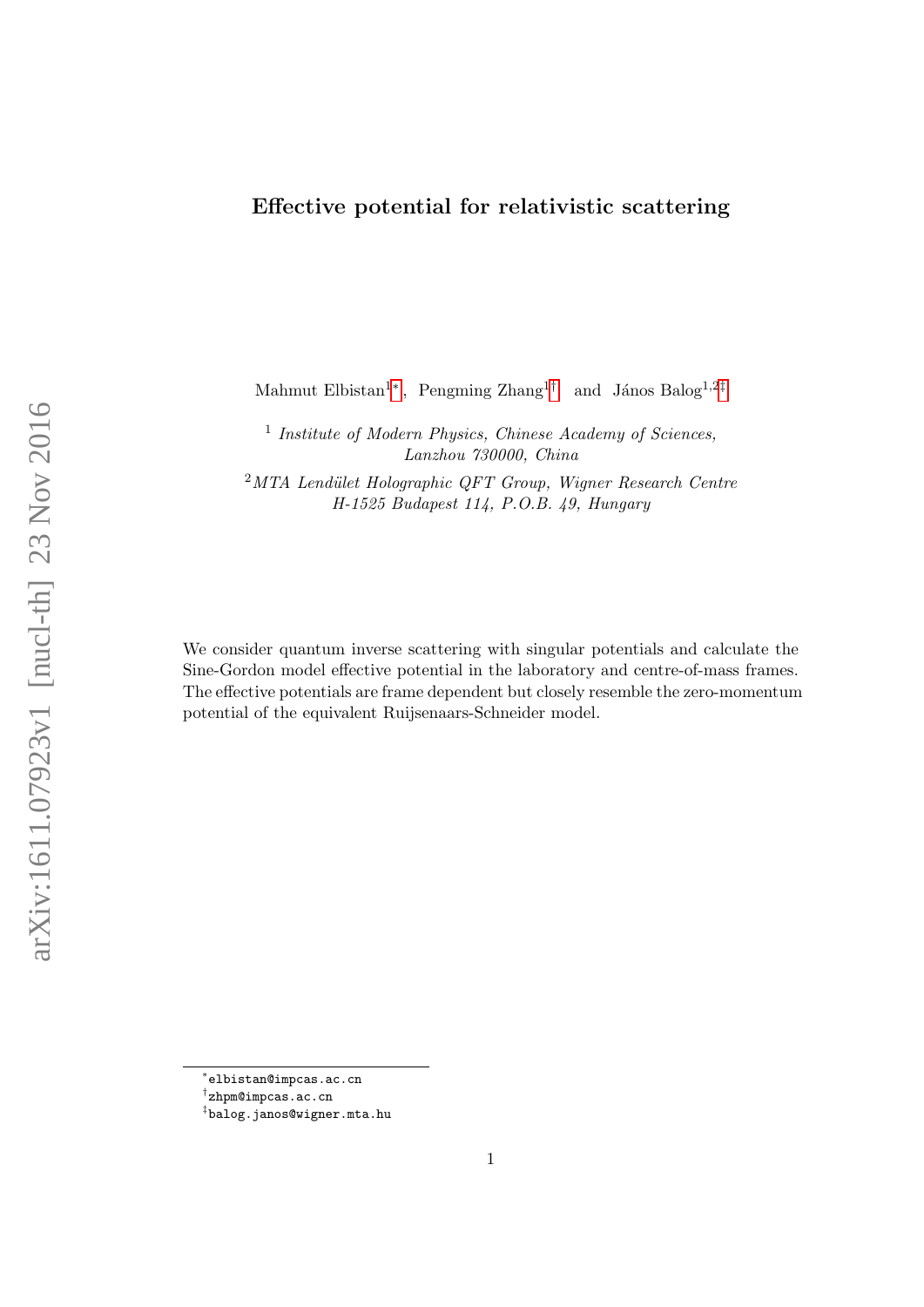# Effective potential for relativistic scattering

Mahmut Elbistan[1*], Pengming Zhang[1†] and János Balog[1,2‡]

[1] *Institute of Modern Physics, Chinese Academy of Sciences, Lanzhou 730000, China*

[2] *MTA Lendület Holographic QFT Group, Wigner Research Centre H-1525 Budapest 114, P.O.B. 49, Hungary*

We consider quantum inverse scattering with singular potentials and calculate the Sine-Gordon model effective potential in the laboratory and centre-of-mass frames. The effective potentials are frame dependent but closely resemble the zero-momentum potential of the equivalent Ruijsenaars-Schneider model.

---

[*] elbistan@impcas.ac.cn

[†] zhpm@impcas.ac.cn

[‡] balog.janos@wigner.mta.hu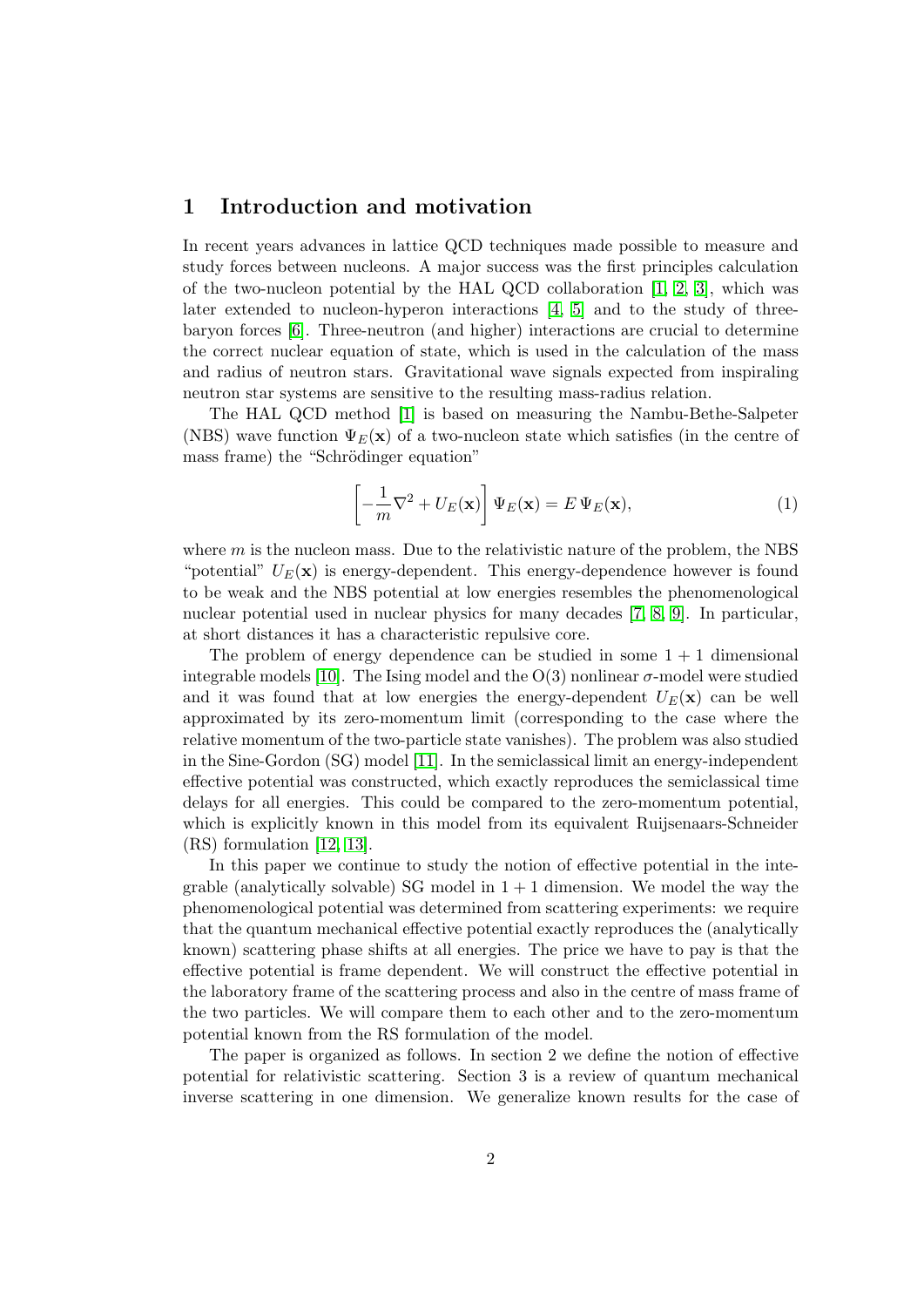## 1 Introduction and motivation

In recent years advances in lattice QCD techniques made possible to measure and study forces between nucleons. A major success was the first principles calculation of the two-nucleon potential by the HAL QCD collaboration [1, 2, 3], which was later extended to nucleon-hyperon interactions [4, 5] and to the study of three-baryon forces [6]. Three-neutron (and higher) interactions are crucial to determine the correct nuclear equation of state, which is used in the calculation of the mass and radius of neutron stars. Gravitational wave signals expected from inspiraling neutron star systems are sensitive to the resulting mass-radius relation.

The HAL QCD method [1] is based on measuring the Nambu-Bethe-Salpeter (NBS) wave function $\Psi_E(\mathbf{x})$ of a two-nucleon state which satisfies (in the centre of mass frame) the "Schrödinger equation"

$$\left[-\frac{1}{m}\nabla^2 + U_E(\mathbf{x})\right]\Psi_E(\mathbf{x}) = E\,\Psi_E(\mathbf{x}), \tag{1}$$

where $m$ is the nucleon mass. Due to the relativistic nature of the problem, the NBS "potential" $U_E(\mathbf{x})$ is energy-dependent. This energy-dependence however is found to be weak and the NBS potential at low energies resembles the phenomenological nuclear potential used in nuclear physics for many decades [7, 8, 9]. In particular, at short distances it has a characteristic repulsive core.

The problem of energy dependence can be studied in some $1+1$ dimensional integrable models [10]. The Ising model and the O(3) nonlinear $\sigma$-model were studied and it was found that at low energies the energy-dependent $U_E(\mathbf{x})$ can be well approximated by its zero-momentum limit (corresponding to the case where the relative momentum of the two-particle state vanishes). The problem was also studied in the Sine-Gordon (SG) model [11]. In the semiclassical limit an energy-independent effective potential was constructed, which exactly reproduces the semiclassical time delays for all energies. This could be compared to the zero-momentum potential, which is explicitly known in this model from its equivalent Ruijsenaars-Schneider (RS) formulation [12, 13].

In this paper we continue to study the notion of effective potential in the integrable (analytically solvable) SG model in $1+1$ dimension. We model the way the phenomenological potential was determined from scattering experiments: we require that the quantum mechanical effective potential exactly reproduces the (analytically known) scattering phase shifts at all energies. The price we have to pay is that the effective potential is frame dependent. We will construct the effective potential in the laboratory frame of the scattering process and also in the centre of mass frame of the two particles. We will compare them to each other and to the zero-momentum potential known from the RS formulation of the model.

The paper is organized as follows. In section 2 we define the notion of effective potential for relativistic scattering. Section 3 is a review of quantum mechanical inverse scattering in one dimension. We generalize known results for the case of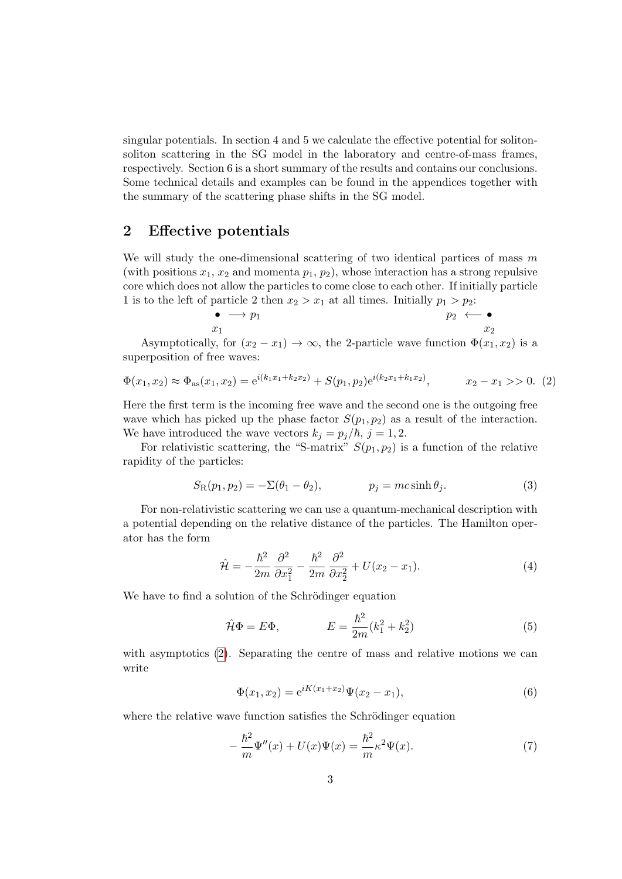singular potentials. In section 4 and 5 we calculate the effective potential for soliton-soliton scattering in the SG model in the laboratory and centre-of-mass frames, respectively. Section 6 is a short summary of the results and contains our conclusions. Some technical details and examples can be found in the appendices together with the summary of the scattering phase shifts in the SG model.

## 2 Effective potentials

We will study the one-dimensional scattering of two identical partices of mass $m$ (with positions $x_1$, $x_2$ and momenta $p_1$, $p_2$), whose interaction has a strong repulsive core which does not allow the particles to come close to each other. If initially particle 1 is to the left of particle 2 then $x_2 > x_1$ at all times. Initially $p_1 > p_2$:

$$\underset{x_1}{\bullet} \longrightarrow p_1 \qquad\qquad\qquad\qquad p_2 \longleftarrow \underset{x_2}{\bullet}$$

Asymptotically, for $(x_2 - x_1) \to \infty$, the 2-particle wave function $\Phi(x_1, x_2)$ is a superposition of free waves:

$$\Phi(x_1,x_2) \approx \Phi_{\rm as}(x_1,x_2) = {\rm e}^{i(k_1x_1+k_2x_2)} + S(p_1,p_2){\rm e}^{i(k_2x_1+k_1x_2)}, \qquad x_2 - x_1 >> 0. \quad (2)$$

Here the first term is the incoming free wave and the second one is the outgoing free wave which has picked up the phase factor $S(p_1, p_2)$ as a result of the interaction. We have introduced the wave vectors $k_j = p_j/\hbar$, $j = 1, 2$.

For relativistic scattering, the "S-matrix" $S(p_1, p_2)$ is a function of the relative rapidity of the particles:

$$S_{\rm R}(p_1,p_2) = -\Sigma(\theta_1-\theta_2), \qquad p_j = mc\sinh\theta_j. \quad (3)$$

For non-relativistic scattering we can use a quantum-mechanical description with a potential depending on the relative distance of the particles. The Hamilton operator has the form

$$\hat{\mathcal{H}} = -\frac{\hbar^2}{2m}\frac{\partial^2}{\partial x_1^2} - \frac{\hbar^2}{2m}\frac{\partial^2}{\partial x_2^2} + U(x_2-x_1). \quad (4)$$

We have to find a solution of the Schrödinger equation

$$\hat{\mathcal{H}}\Phi = E\Phi, \qquad E = \frac{\hbar^2}{2m}(k_1^2+k_2^2) \quad (5)$$

with asymptotics (2). Separating the centre of mass and relative motions we can write

$$\Phi(x_1,x_2) = {\rm e}^{iK(x_1+x_2)}\Psi(x_2-x_1), \quad (6)$$

where the relative wave function satisfies the Schrödinger equation

$$-\frac{\hbar^2}{m}\Psi''(x) + U(x)\Psi(x) = \frac{\hbar^2}{m}\kappa^2\Psi(x). \quad (7)$$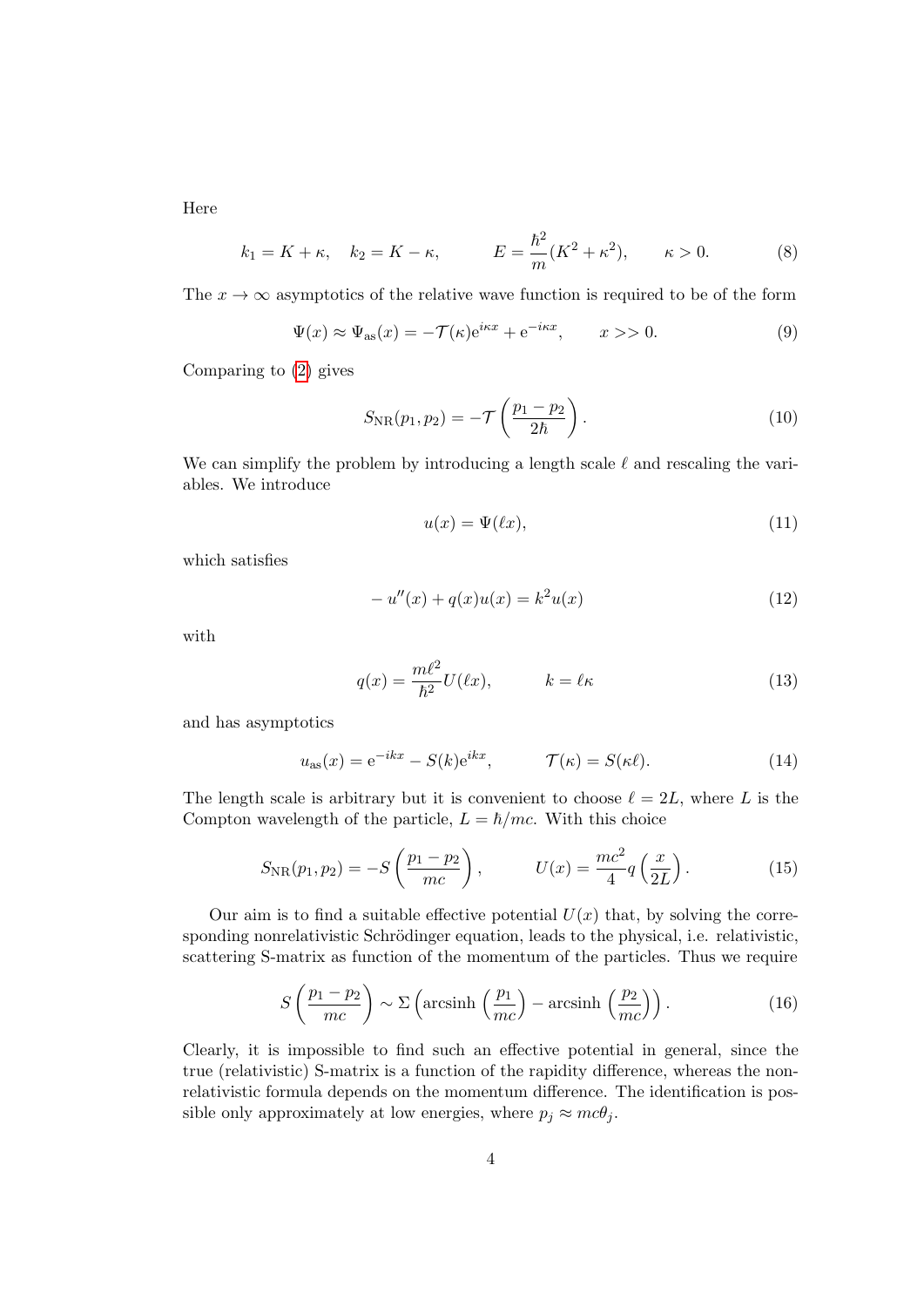Here

$$k_1 = K + \kappa, \quad k_2 = K - \kappa, \qquad E = \frac{\hbar^2}{m}(K^2 + \kappa^2), \qquad \kappa > 0. \tag{8}$$

The $x \to \infty$ asymptotics of the relative wave function is required to be of the form

$$\Psi(x) \approx \Psi_{\rm as}(x) = -\mathcal{T}(\kappa)\mathrm{e}^{i\kappa x} + \mathrm{e}^{-i\kappa x}, \qquad x >> 0. \tag{9}$$

Comparing to (2) gives

$$S_{\rm NR}(p_1, p_2) = -\mathcal{T}\left(\frac{p_1 - p_2}{2\hbar}\right). \tag{10}$$

We can simplify the problem by introducing a length scale $\ell$ and rescaling the variables. We introduce

$$u(x) = \Psi(\ell x), \tag{11}$$

which satisfies

$$-u''(x) + q(x)u(x) = k^2 u(x) \tag{12}$$

with

$$q(x) = \frac{m\ell^2}{\hbar^2}U(\ell x), \qquad k = \ell\kappa \tag{13}$$

and has asymptotics

$$u_{\rm as}(x) = \mathrm{e}^{-ikx} - S(k)\mathrm{e}^{ikx}, \qquad \mathcal{T}(\kappa) = S(\kappa\ell). \tag{14}$$

The length scale is arbitrary but it is convenient to choose $\ell = 2L$, where $L$ is the Compton wavelength of the particle, $L = \hbar/mc$. With this choice

$$S_{\rm NR}(p_1, p_2) = -S\left(\frac{p_1 - p_2}{mc}\right), \qquad U(x) = \frac{mc^2}{4}q\left(\frac{x}{2L}\right). \tag{15}$$

Our aim is to find a suitable effective potential $U(x)$ that, by solving the corresponding nonrelativistic Schrödinger equation, leads to the physical, i.e. relativistic, scattering S-matrix as function of the momentum of the particles. Thus we require

$$S\left(\frac{p_1 - p_2}{mc}\right) \sim \Sigma\left(\mathrm{arcsinh}\left(\frac{p_1}{mc}\right) - \mathrm{arcsinh}\left(\frac{p_2}{mc}\right)\right). \tag{16}$$

Clearly, it is impossible to find such an effective potential in general, since the true (relativistic) S-matrix is a function of the rapidity difference, whereas the nonrelativistic formula depends on the momentum difference. The identification is possible only approximately at low energies, where $p_j \approx mc\theta_j$.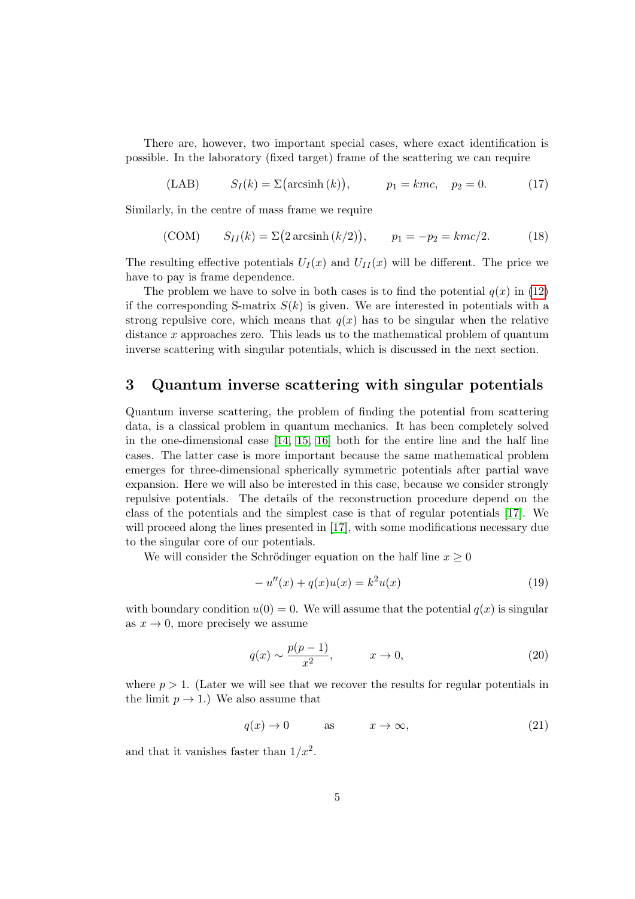There are, however, two important special cases, where exact identification is possible. In the laboratory (fixed target) frame of the scattering we can require

$$\text{(LAB)} \qquad S_I(k) = \Sigma\big(\text{arcsinh}\,(k)\big), \qquad p_1 = kmc, \quad p_2 = 0. \tag{17}$$

Similarly, in the centre of mass frame we require

$$\text{(COM)} \qquad S_{II}(k) = \Sigma\big(2\,\text{arcsinh}\,(k/2)\big), \qquad p_1 = -p_2 = kmc/2. \tag{18}$$

The resulting effective potentials $U_I(x)$ and $U_{II}(x)$ will be different. The price we have to pay is frame dependence.

The problem we have to solve in both cases is to find the potential $q(x)$ in (12) if the corresponding S-matrix $S(k)$ is given. We are interested in potentials with a strong repulsive core, which means that $q(x)$ has to be singular when the relative distance $x$ approaches zero. This leads us to the mathematical problem of quantum inverse scattering with singular potentials, which is discussed in the next section.

## 3 Quantum inverse scattering with singular potentials

Quantum inverse scattering, the problem of finding the potential from scattering data, is a classical problem in quantum mechanics. It has been completely solved in the one-dimensional case [14, 15, 16] both for the entire line and the half line cases. The latter case is more important because the same mathematical problem emerges for three-dimensional spherically symmetric potentials after partial wave expansion. Here we will also be interested in this case, because we consider strongly repulsive potentials. The details of the reconstruction procedure depend on the class of the potentials and the simplest case is that of regular potentials [17]. We will proceed along the lines presented in [17], with some modifications necessary due to the singular core of our potentials.

We will consider the Schrödinger equation on the half line $x \geq 0$

$$-u''(x) + q(x)u(x) = k^2 u(x) \tag{19}$$

with boundary condition $u(0) = 0$. We will assume that the potential $q(x)$ is singular as $x \to 0$, more precisely we assume

$$q(x) \sim \frac{p(p-1)}{x^2}, \qquad x \to 0, \tag{20}$$

where $p > 1$. (Later we will see that we recover the results for regular potentials in the limit $p \to 1$.) We also assume that

$$q(x) \to 0 \qquad \text{as} \qquad x \to \infty, \tag{21}$$

and that it vanishes faster than $1/x^2$.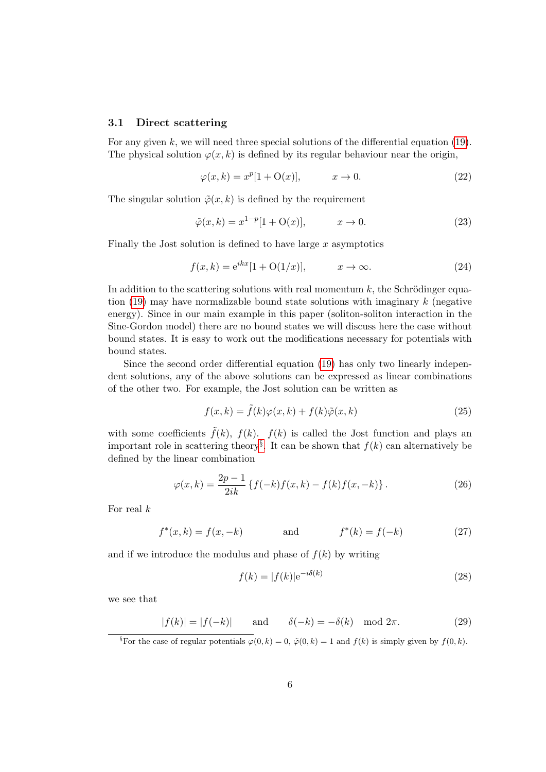### 3.1 Direct scattering

For any given $k$, we will need three special solutions of the differential equation (19). The physical solution $\varphi(x,k)$ is defined by its regular behaviour near the origin,

$$\varphi(x,k) = x^p[1 + \mathrm{O}(x)], \qquad x \to 0. \tag{22}$$

The singular solution $\tilde{\varphi}(x,k)$ is defined by the requirement

$$\tilde{\varphi}(x,k) = x^{1-p}[1 + \mathrm{O}(x)], \qquad x \to 0. \tag{23}$$

Finally the Jost solution is defined to have large $x$ asymptotics

$$f(x,k) = \mathrm{e}^{ikx}[1 + \mathrm{O}(1/x)], \qquad x \to \infty. \tag{24}$$

In addition to the scattering solutions with real momentum $k$, the Schrödinger equation (19) may have normalizable bound state solutions with imaginary $k$ (negative energy). Since in our main example in this paper (soliton-soliton interaction in the Sine-Gordon model) there are no bound states we will discuss here the case without bound states. It is easy to work out the modifications necessary for potentials with bound states.

Since the second order differential equation (19) has only two linearly independent solutions, any of the above solutions can be expressed as linear combinations of the other two. For example, the Jost solution can be written as

$$f(x,k) = \tilde{f}(k)\varphi(x,k) + f(k)\tilde{\varphi}(x,k) \tag{25}$$

with some coefficients $\tilde{f}(k)$, $f(k)$. $f(k)$ is called the Jost function and plays an important role in scattering theory[§]. It can be shown that $f(k)$ can alternatively be defined by the linear combination

$$\varphi(x,k) = \frac{2p-1}{2ik}\left\{f(-k)f(x,k) - f(k)f(x,-k)\right\}. \tag{26}$$

For real $k$

$$f^*(x,k) = f(x,-k) \qquad \text{and} \qquad f^*(k) = f(-k) \tag{27}$$

and if we introduce the modulus and phase of $f(k)$ by writing

$$f(k) = |f(k)|\mathrm{e}^{-i\delta(k)} \tag{28}$$

we see that

$$|f(k)| = |f(-k)| \qquad \text{and} \qquad \delta(-k) = -\delta(k) \mod 2\pi. \tag{29}$$

[§]For the case of regular potentials $\varphi(0,k) = 0$, $\tilde{\varphi}(0,k) = 1$ and $f(k)$ is simply given by $f(0,k)$.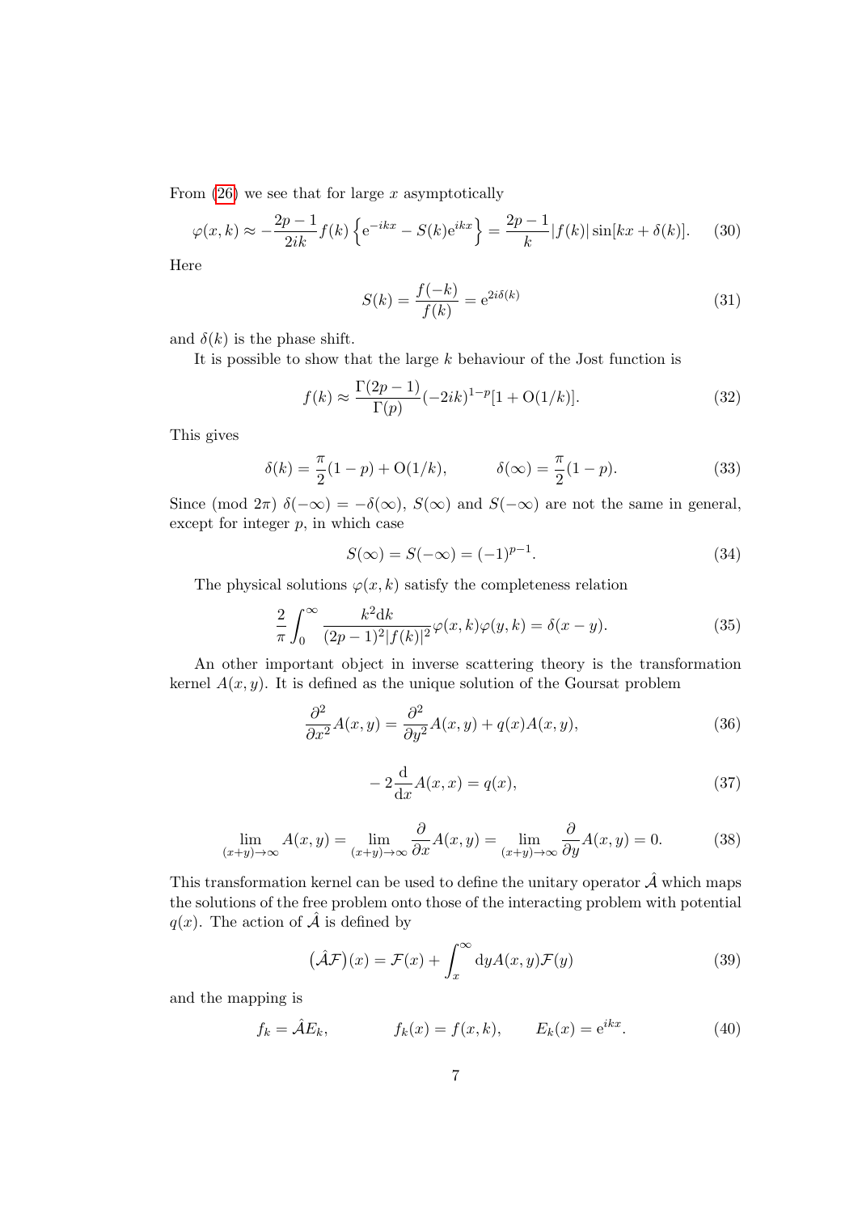From (26) we see that for large $x$ asymptotically

$$\varphi(x,k) \approx -\frac{2p-1}{2ik} f(k) \left\{ \mathrm{e}^{-ikx} - S(k)\mathrm{e}^{ikx} \right\} = \frac{2p-1}{k} |f(k)| \sin[kx + \delta(k)]. \tag{30}$$

Here

$$S(k) = \frac{f(-k)}{f(k)} = \mathrm{e}^{2i\delta(k)} \tag{31}$$

and $\delta(k)$ is the phase shift.

It is possible to show that the large $k$ behaviour of the Jost function is

$$f(k) \approx \frac{\Gamma(2p-1)}{\Gamma(p)} (-2ik)^{1-p} [1 + \mathrm{O}(1/k)]. \tag{32}$$

This gives

$$\delta(k) = \frac{\pi}{2}(1-p) + \mathrm{O}(1/k), \qquad \delta(\infty) = \frac{\pi}{2}(1-p). \tag{33}$$

Since (mod $2\pi$) $\delta(-\infty) = -\delta(\infty)$, $S(\infty)$ and $S(-\infty)$ are not the same in general, except for integer $p$, in which case

$$S(\infty) = S(-\infty) = (-1)^{p-1}. \tag{34}$$

The physical solutions $\varphi(x,k)$ satisfy the completeness relation

$$\frac{2}{\pi} \int_0^\infty \frac{k^2 \mathrm{d}k}{(2p-1)^2 |f(k)|^2} \varphi(x,k)\varphi(y,k) = \delta(x-y). \tag{35}$$

An other important object in inverse scattering theory is the transformation kernel $A(x,y)$. It is defined as the unique solution of the Goursat problem

$$\frac{\partial^2}{\partial x^2} A(x,y) = \frac{\partial^2}{\partial y^2} A(x,y) + q(x) A(x,y), \tag{36}$$

$$-2\frac{\mathrm{d}}{\mathrm{d}x} A(x,x) = q(x), \tag{37}$$

$$\lim_{(x+y)\to\infty} A(x,y) = \lim_{(x+y)\to\infty} \frac{\partial}{\partial x} A(x,y) = \lim_{(x+y)\to\infty} \frac{\partial}{\partial y} A(x,y) = 0. \tag{38}$$

This transformation kernel can be used to define the unitary operator $\hat{\mathcal{A}}$ which maps the solutions of the free problem onto those of the interacting problem with potential $q(x)$. The action of $\hat{\mathcal{A}}$ is defined by

$$\left(\hat{\mathcal{A}}\mathcal{F}\right)(x) = \mathcal{F}(x) + \int_x^\infty \mathrm{d}y A(x,y) \mathcal{F}(y) \tag{39}$$

and the mapping is

$$f_k = \hat{\mathcal{A}} E_k, \qquad f_k(x) = f(x,k), \qquad E_k(x) = \mathrm{e}^{ikx}. \tag{40}$$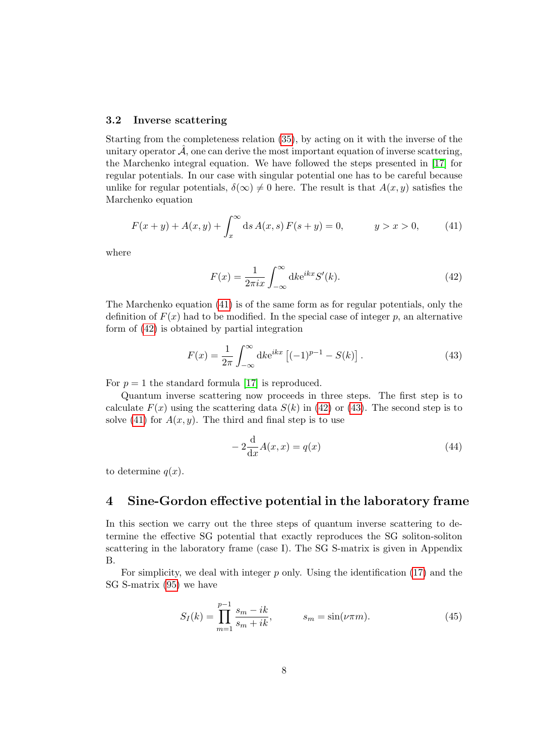### 3.2 Inverse scattering

Starting from the completeness relation (35), by acting on it with the inverse of the unitary operator $\hat{\mathcal{A}}$, one can derive the most important equation of inverse scattering, the Marchenko integral equation. We have followed the steps presented in [17] for regular potentials. In our case with singular potential one has to be careful because unlike for regular potentials, $\delta(\infty) \neq 0$ here. The result is that $A(x, y)$ satisfies the Marchenko equation

$$F(x+y) + A(x,y) + \int_x^\infty \mathrm{d}s\, A(x,s)\, F(s+y) = 0, \qquad y > x > 0, \tag{41}$$

where

$$F(x) = \frac{1}{2\pi i x} \int_{-\infty}^{\infty} \mathrm{d}k \mathrm{e}^{ikx} S'(k). \tag{42}$$

The Marchenko equation (41) is of the same form as for regular potentials, only the definition of $F(x)$ had to be modified. In the special case of integer $p$, an alternative form of (42) is obtained by partial integration

$$F(x) = \frac{1}{2\pi} \int_{-\infty}^{\infty} \mathrm{d}k \mathrm{e}^{ikx} \left[(-1)^{p-1} - S(k)\right]. \tag{43}$$

For $p = 1$ the standard formula [17] is reproduced.

Quantum inverse scattering now proceeds in three steps. The first step is to calculate $F(x)$ using the scattering data $S(k)$ in (42) or (43). The second step is to solve (41) for $A(x, y)$. The third and final step is to use

$$-2\frac{\mathrm{d}}{\mathrm{d}x} A(x,x) = q(x) \tag{44}$$

to determine $q(x)$.

## 4 Sine-Gordon effective potential in the laboratory frame

In this section we carry out the three steps of quantum inverse scattering to determine the effective SG potential that exactly reproduces the SG soliton-soliton scattering in the laboratory frame (case I). The SG S-matrix is given in Appendix B.

For simplicity, we deal with integer $p$ only. Using the identification (17) and the SG S-matrix (95) we have

$$S_I(k) = \prod_{m=1}^{p-1} \frac{s_m - ik}{s_m + ik}, \qquad s_m = \sin(\nu\pi m). \tag{45}$$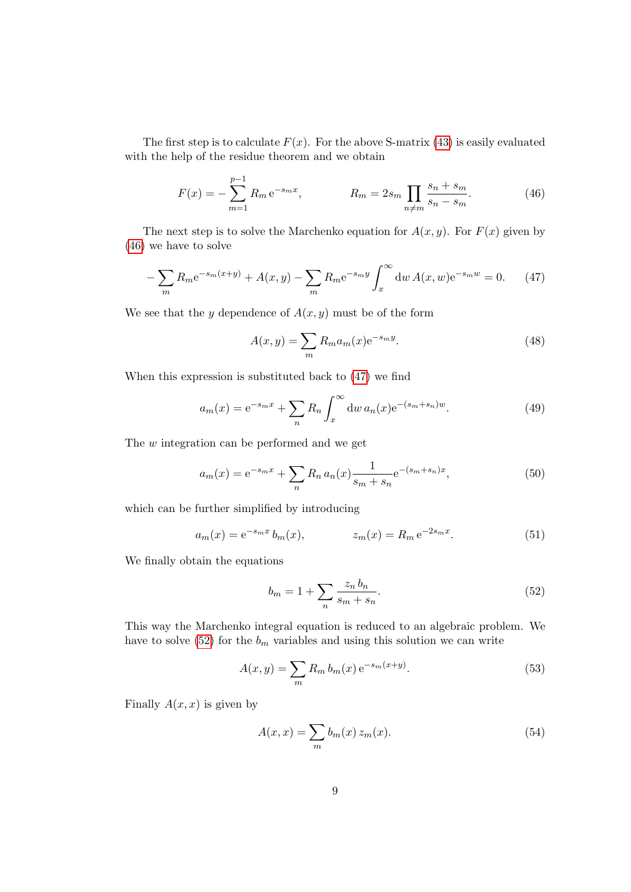The first step is to calculate $F(x)$. For the above S-matrix (43) is easily evaluated with the help of the residue theorem and we obtain

$$F(x) = -\sum_{m=1}^{p-1} R_m \,\mathrm{e}^{-s_m x}, \qquad\qquad R_m = 2s_m \prod_{n\neq m} \frac{s_n + s_m}{s_n - s_m}. \tag{46}$$

The next step is to solve the Marchenko equation for $A(x,y)$. For $F(x)$ given by (46) we have to solve

$$-\sum_m R_m \mathrm{e}^{-s_m(x+y)} + A(x,y) - \sum_m R_m \mathrm{e}^{-s_m y} \int_x^\infty \mathrm{d}w\, A(x,w) \mathrm{e}^{-s_m w} = 0. \tag{47}$$

We see that the $y$ dependence of $A(x,y)$ must be of the form

$$A(x,y) = \sum_m R_m a_m(x) \mathrm{e}^{-s_m y}. \tag{48}$$

When this expression is substituted back to (47) we find

$$a_m(x) = \mathrm{e}^{-s_m x} + \sum_n R_n \int_x^\infty \mathrm{d}w\, a_n(x) \mathrm{e}^{-(s_m+s_n)w}. \tag{49}$$

The $w$ integration can be performed and we get

$$a_m(x) = \mathrm{e}^{-s_m x} + \sum_n R_n \, a_n(x) \frac{1}{s_m + s_n} \mathrm{e}^{-(s_m+s_n)x}, \tag{50}$$

which can be further simplified by introducing

$$a_m(x) = \mathrm{e}^{-s_m x}\, b_m(x), \qquad\qquad z_m(x) = R_m \,\mathrm{e}^{-2s_m x}. \tag{51}$$

We finally obtain the equations

$$b_m = 1 + \sum_n \frac{z_n \, b_n}{s_m + s_n}. \tag{52}$$

This way the Marchenko integral equation is reduced to an algebraic problem. We have to solve (52) for the $b_m$ variables and using this solution we can write

$$A(x,y) = \sum_m R_m \, b_m(x) \, \mathrm{e}^{-s_m(x+y)}. \tag{53}$$

Finally $A(x,x)$ is given by

$$A(x,x) = \sum_m b_m(x) \, z_m(x). \tag{54}$$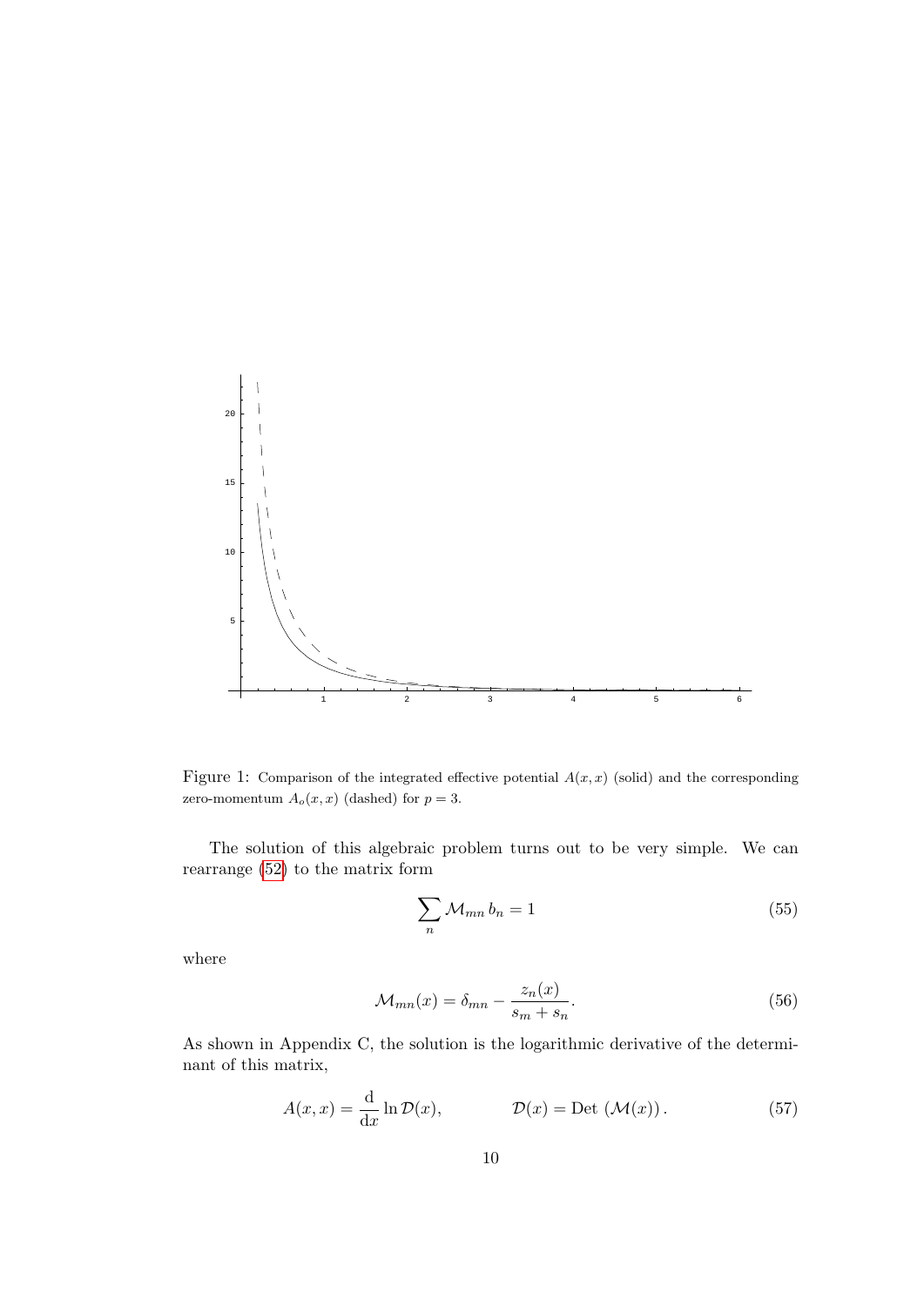Figure 1: Comparison of the integrated effective potential $A(x,x)$ (solid) and the corresponding zero-momentum $A_o(x,x)$ (dashed) for $p=3$.

The solution of this algebraic problem turns out to be very simple. We can rearrange (52) to the matrix form

$$\sum_n \mathcal{M}_{mn}\, b_n = 1 \tag{55}$$

where

$$\mathcal{M}_{mn}(x) = \delta_{mn} - \frac{z_n(x)}{s_m + s_n}. \tag{56}$$

As shown in Appendix C, the solution is the logarithmic derivative of the determinant of this matrix,

$$A(x,x) = \frac{\mathrm{d}}{\mathrm{d}x} \ln \mathcal{D}(x), \qquad \mathcal{D}(x) = \mathrm{Det}\, \left(\mathcal{M}(x)\right). \tag{57}$$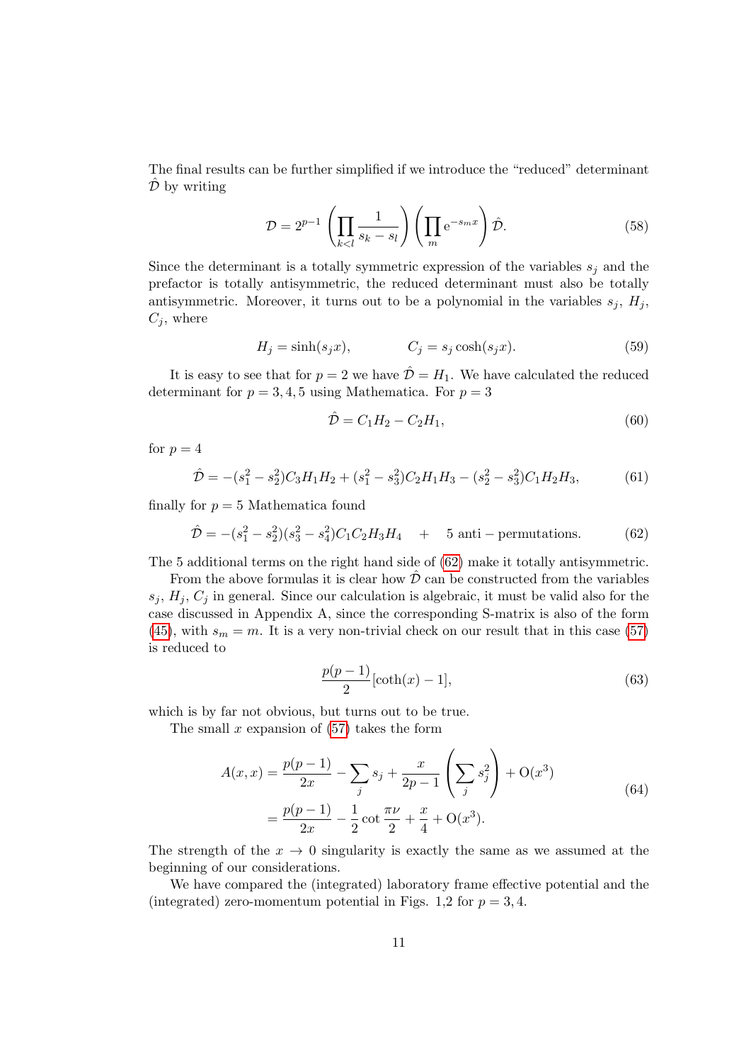The final results can be further simplified if we introduce the "reduced" determinant $\hat{\mathcal{D}}$ by writing

$$\mathcal{D} = 2^{p-1} \left( \prod_{k<l} \frac{1}{s_k - s_l} \right) \left( \prod_m \mathrm{e}^{-s_m x} \right) \hat{\mathcal{D}}. \tag{58}$$

Since the determinant is a totally symmetric expression of the variables $s_j$ and the prefactor is totally antisymmetric, the reduced determinant must also be totally antisymmetric. Moreover, it turns out to be a polynomial in the variables $s_j$, $H_j$, $C_j$, where

$$H_j = \sinh(s_j x), \qquad\qquad C_j = s_j \cosh(s_j x). \tag{59}$$

It is easy to see that for $p = 2$ we have $\hat{\mathcal{D}} = H_1$. We have calculated the reduced determinant for $p = 3, 4, 5$ using Mathematica. For $p = 3$

$$\hat{\mathcal{D}} = C_1 H_2 - C_2 H_1, \tag{60}$$

for $p = 4$

$$\hat{\mathcal{D}} = -(s_1^2 - s_2^2) C_3 H_1 H_2 + (s_1^2 - s_3^2) C_2 H_1 H_3 - (s_2^2 - s_3^2) C_1 H_2 H_3, \tag{61}$$

finally for $p = 5$ Mathematica found

$$\hat{\mathcal{D}} = -(s_1^2 - s_2^2)(s_3^2 - s_4^2) C_1 C_2 H_3 H_4 \quad + \quad 5 \text{ anti} - \text{permutations}. \tag{62}$$

The 5 additional terms on the right hand side of (62) make it totally antisymmetric.

From the above formulas it is clear how $\hat{\mathcal{D}}$ can be constructed from the variables $s_j$, $H_j$, $C_j$ in general. Since our calculation is algebraic, it must be valid also for the case discussed in Appendix A, since the corresponding S-matrix is also of the form (45), with $s_m = m$. It is a very non-trivial check on our result that in this case (57) is reduced to

$$\frac{p(p-1)}{2} [\coth(x) - 1], \tag{63}$$

which is by far not obvious, but turns out to be true.

The small $x$ expansion of (57) takes the form

$$\begin{aligned} A(x,x) &= \frac{p(p-1)}{2x} - \sum_j s_j + \frac{x}{2p-1} \left( \sum_j s_j^2 \right) + \mathrm{O}(x^3) \\ &= \frac{p(p-1)}{2x} - \frac{1}{2} \cot \frac{\pi \nu}{2} + \frac{x}{4} + \mathrm{O}(x^3). \end{aligned} \tag{64}$$

The strength of the $x \to 0$ singularity is exactly the same as we assumed at the beginning of our considerations.

We have compared the (integrated) laboratory frame effective potential and the (integrated) zero-momentum potential in Figs. 1,2 for $p = 3, 4$.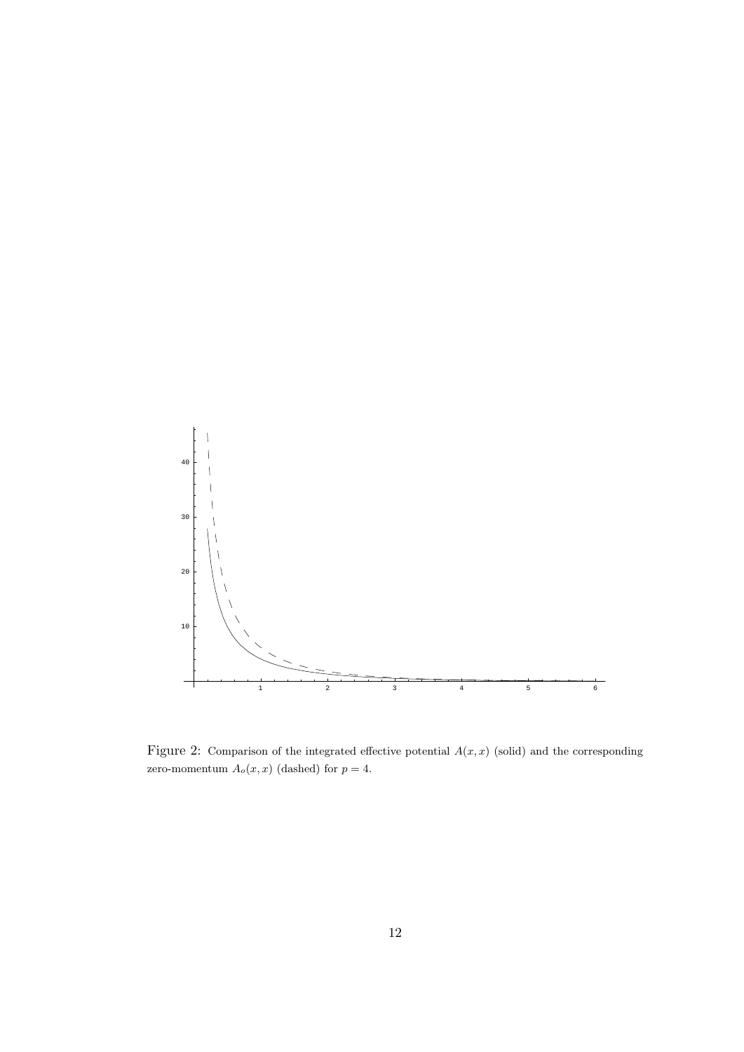Figure 2: Comparison of the integrated effective potential $A(x, x)$ (solid) and the corresponding zero-momentum $A_o(x, x)$ (dashed) for $p = 4$.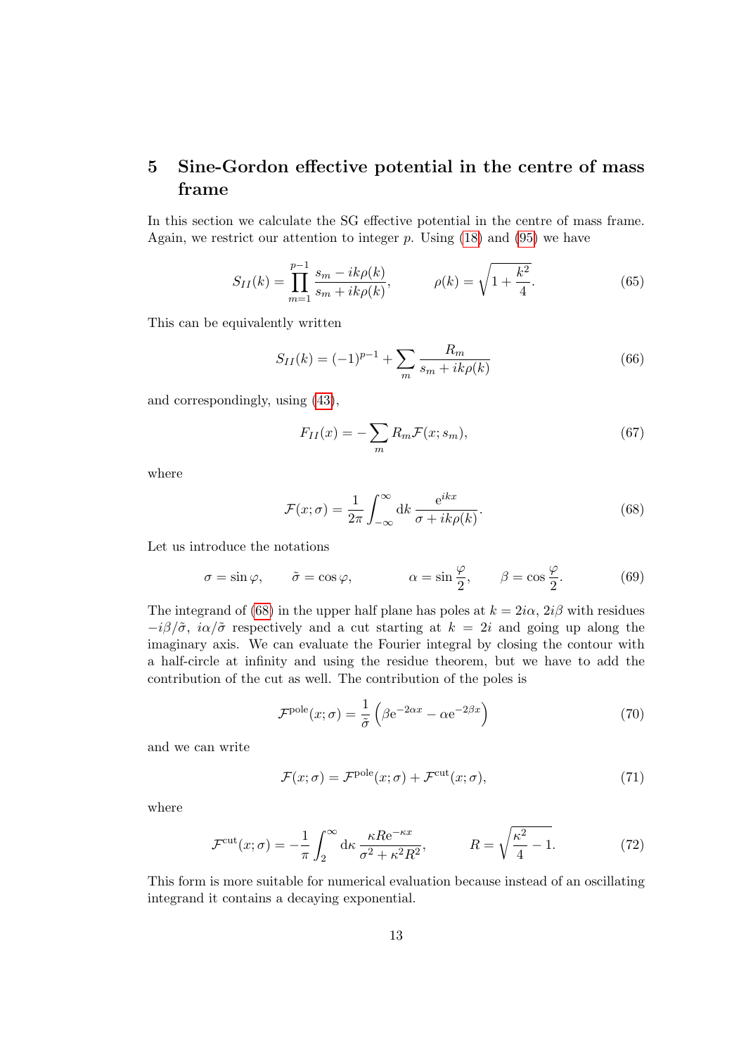## 5 Sine-Gordon effective potential in the centre of mass frame

In this section we calculate the SG effective potential in the centre of mass frame. Again, we restrict our attention to integer $p$. Using (18) and (95) we have

$$S_{II}(k) = \prod_{m=1}^{p-1} \frac{s_m - ik\rho(k)}{s_m + ik\rho(k)}, \qquad \rho(k) = \sqrt{1 + \frac{k^2}{4}}. \tag{65}$$

This can be equivalently written

$$S_{II}(k) = (-1)^{p-1} + \sum_m \frac{R_m}{s_m + ik\rho(k)} \tag{66}$$

and correspondingly, using (43),

$$F_{II}(x) = -\sum_m R_m \mathcal{F}(x; s_m), \tag{67}$$

where

$$\mathcal{F}(x;\sigma) = \frac{1}{2\pi} \int_{-\infty}^{\infty} \mathrm{d}k \, \frac{\mathrm{e}^{ikx}}{\sigma + ik\rho(k)}. \tag{68}$$

Let us introduce the notations

$$\sigma = \sin\varphi, \qquad \tilde{\sigma} = \cos\varphi, \qquad \alpha = \sin\frac{\varphi}{2}, \qquad \beta = \cos\frac{\varphi}{2}. \tag{69}$$

The integrand of (68) in the upper half plane has poles at $k = 2i\alpha$, $2i\beta$ with residues $-i\beta/\tilde{\sigma}$, $i\alpha/\tilde{\sigma}$ respectively and a cut starting at $k = 2i$ and going up along the imaginary axis. We can evaluate the Fourier integral by closing the contour with a half-circle at infinity and using the residue theorem, but we have to add the contribution of the cut as well. The contribution of the poles is

$$\mathcal{F}^{\text{pole}}(x;\sigma) = \frac{1}{\tilde{\sigma}} \left( \beta \mathrm{e}^{-2\alpha x} - \alpha \mathrm{e}^{-2\beta x} \right) \tag{70}$$

and we can write

$$\mathcal{F}(x;\sigma) = \mathcal{F}^{\text{pole}}(x;\sigma) + \mathcal{F}^{\text{cut}}(x;\sigma), \tag{71}$$

where

$$\mathcal{F}^{\text{cut}}(x;\sigma) = -\frac{1}{\pi} \int_2^{\infty} \mathrm{d}\kappa \, \frac{\kappa R \mathrm{e}^{-\kappa x}}{\sigma^2 + \kappa^2 R^2}, \qquad R = \sqrt{\frac{\kappa^2}{4} - 1}. \tag{72}$$

This form is more suitable for numerical evaluation because instead of an oscillating integrand it contains a decaying exponential.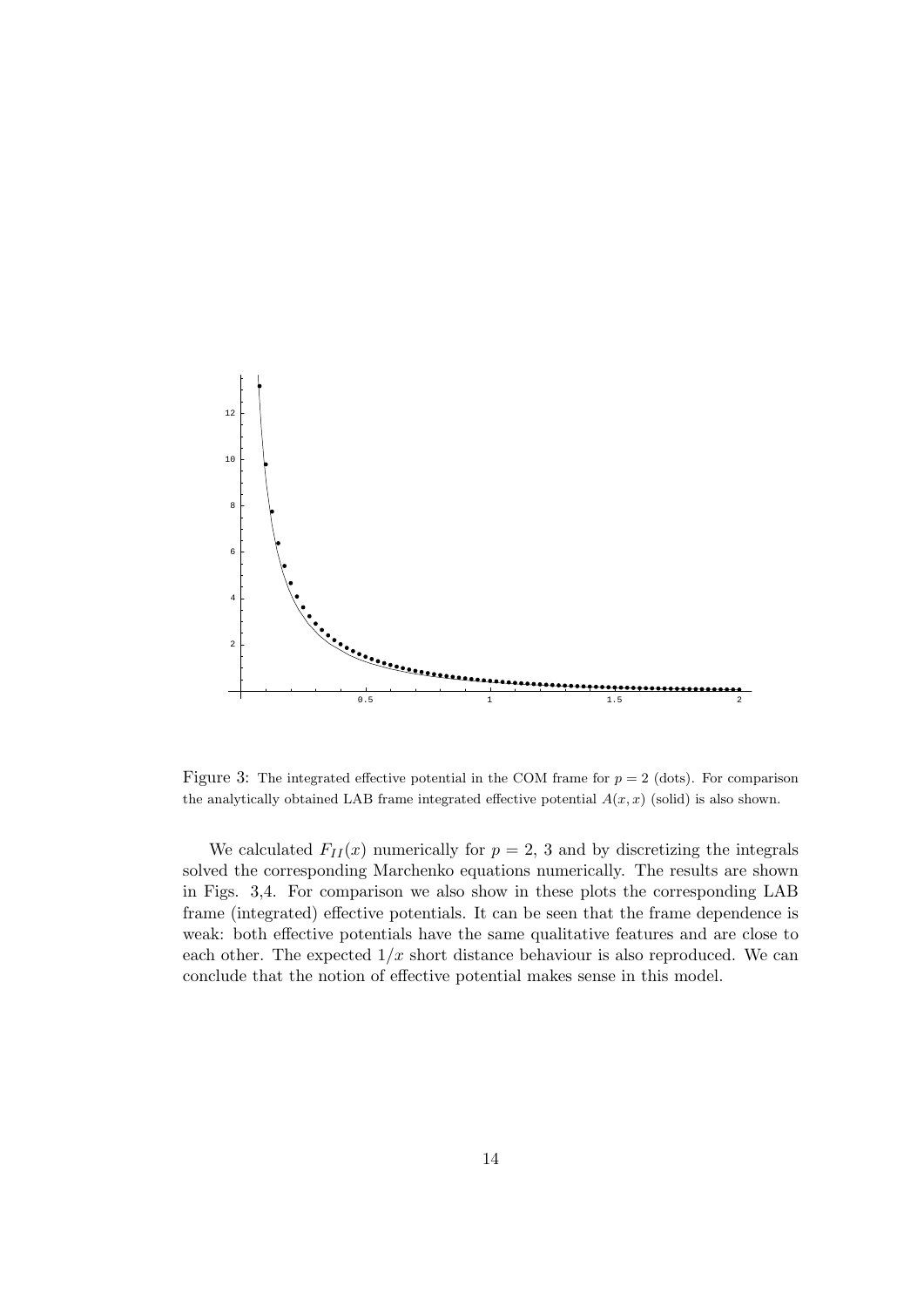Figure 3: The integrated effective potential in the COM frame for $p = 2$ (dots). For comparison the analytically obtained LAB frame integrated effective potential $A(x, x)$ (solid) is also shown.

We calculated $F_{II}(x)$ numerically for $p = 2$, 3 and by discretizing the integrals solved the corresponding Marchenko equations numerically. The results are shown in Figs. 3,4. For comparison we also show in these plots the corresponding LAB frame (integrated) effective potentials. It can be seen that the frame dependence is weak: both effective potentials have the same qualitative features and are close to each other. The expected $1/x$ short distance behaviour is also reproduced. We can conclude that the notion of effective potential makes sense in this model.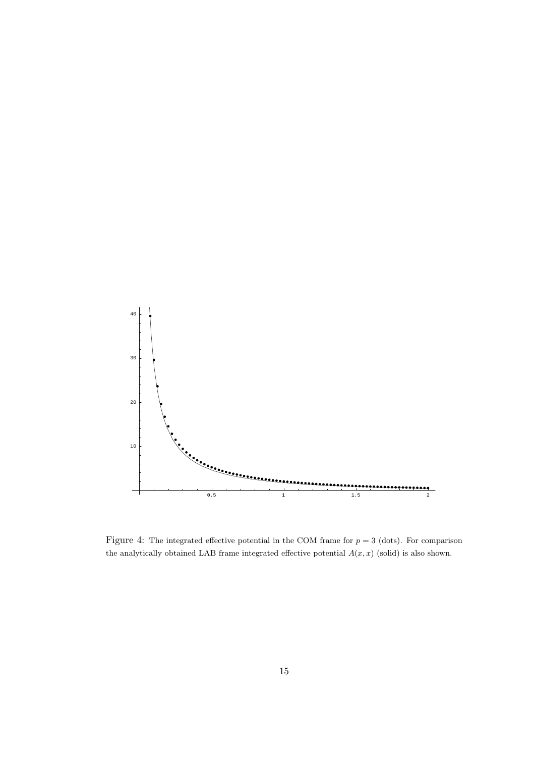Figure 4: The integrated effective potential in the COM frame for $p = 3$ (dots). For comparison the analytically obtained LAB frame integrated effective potential $A(x, x)$ (solid) is also shown.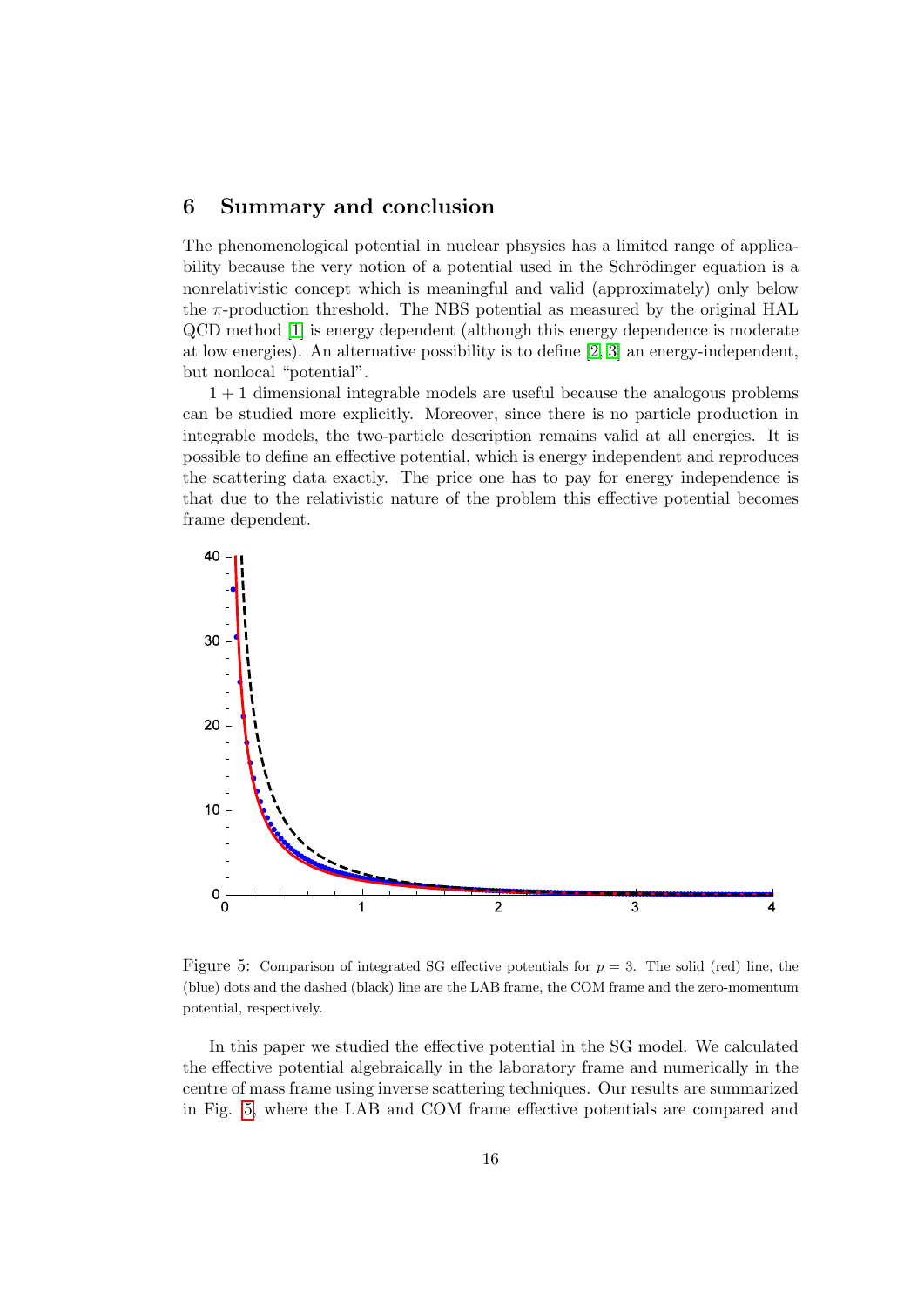## 6 Summary and conclusion

The phenomenological potential in nuclear phsysics has a limited range of applicability because the very notion of a potential used in the Schrödinger equation is a nonrelativistic concept which is meaningful and valid (approximately) only below the $\pi$-production threshold. The NBS potential as measured by the original HAL QCD method [1] is energy dependent (although this energy dependence is moderate at low energies). An alternative possibility is to define [2, 3] an energy-independent, but nonlocal "potential".

$1+1$ dimensional integrable models are useful because the analogous problems can be studied more explicitly. Moreover, since there is no particle production in integrable models, the two-particle description remains valid at all energies. It is possible to define an effective potential, which is energy independent and reproduces the scattering data exactly. The price one has to pay for energy independence is that due to the relativistic nature of the problem this effective potential becomes frame dependent.

Figure 5: Comparison of integrated SG effective potentials for $p = 3$. The solid (red) line, the (blue) dots and the dashed (black) line are the LAB frame, the COM frame and the zero-momentum potential, respectively.

In this paper we studied the effective potential in the SG model. We calculated the effective potential algebraically in the laboratory frame and numerically in the centre of mass frame using inverse scattering techniques. Our results are summarized in Fig. 5, where the LAB and COM frame effective potentials are compared and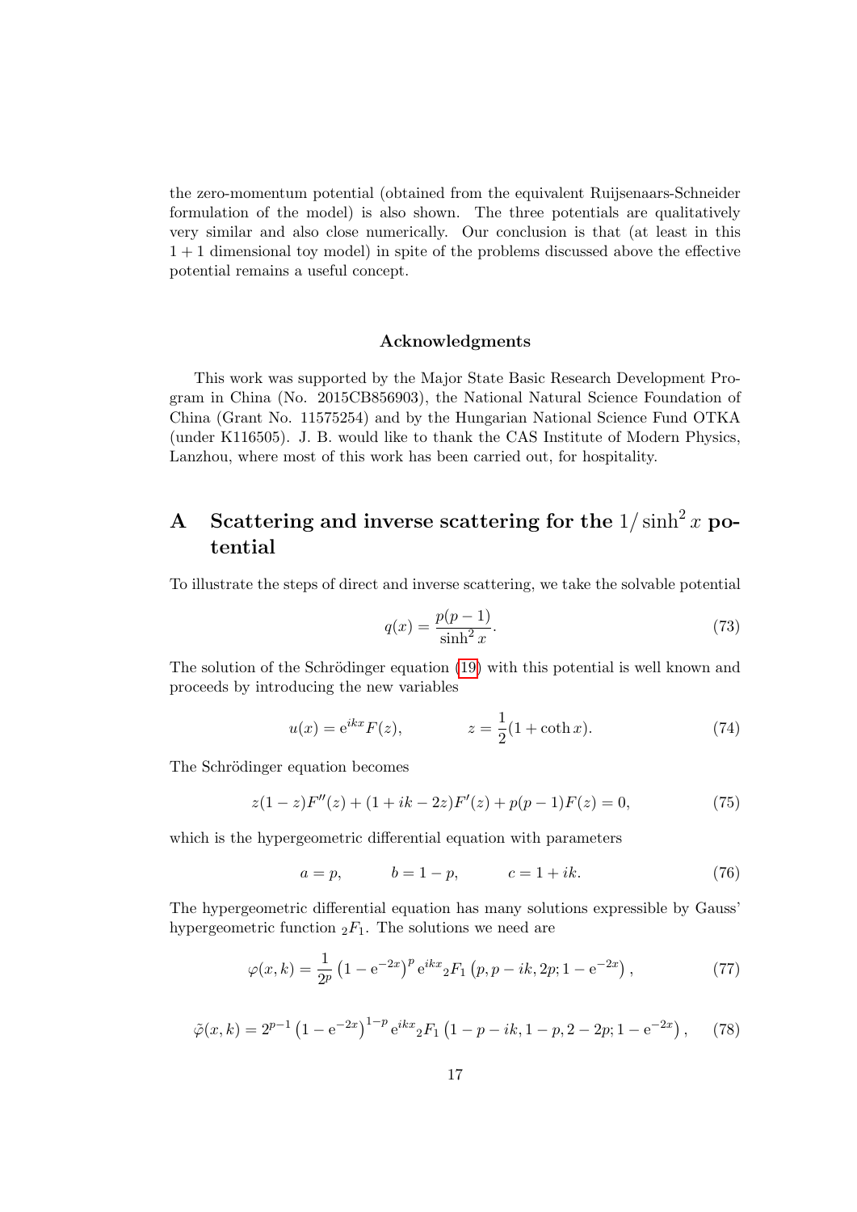the zero-momentum potential (obtained from the equivalent Ruijsenaars-Schneider formulation of the model) is also shown. The three potentials are qualitatively very similar and also close numerically. Our conclusion is that (at least in this $1+1$ dimensional toy model) in spite of the problems discussed above the effective potential remains a useful concept.

### Acknowledgments

This work was supported by the Major State Basic Research Development Program in China (No. 2015CB856903), the National Natural Science Foundation of China (Grant No. 11575254) and by the Hungarian National Science Fund OTKA (under K116505). J. B. would like to thank the CAS Institute of Modern Physics, Lanzhou, where most of this work has been carried out, for hospitality.

## A Scattering and inverse scattering for the $1/\sinh^2 x$ potential

To illustrate the steps of direct and inverse scattering, we take the solvable potential

$$q(x) = \frac{p(p-1)}{\sinh^2 x}. \tag{73}$$

The solution of the Schrödinger equation (19) with this potential is well known and proceeds by introducing the new variables

$$u(x) = \mathrm{e}^{ikx} F(z), \qquad\qquad z = \frac{1}{2}(1+\coth x). \tag{74}$$

The Schrödinger equation becomes

$$z(1-z)F''(z) + (1+ik-2z)F'(z) + p(p-1)F(z) = 0, \tag{75}$$

which is the hypergeometric differential equation with parameters

$$a = p, \qquad\quad b = 1-p, \qquad\quad c = 1+ik. \tag{76}$$

The hypergeometric differential equation has many solutions expressible by Gauss' hypergeometric function ${}_2F_1$. The solutions we need are

$$\varphi(x,k) = \frac{1}{2^p}\left(1-\mathrm{e}^{-2x}\right)^p \mathrm{e}^{ikx}{}_2F_1\left(p, p-ik, 2p; 1-\mathrm{e}^{-2x}\right), \tag{77}$$

$$\tilde{\varphi}(x,k) = 2^{p-1}\left(1-\mathrm{e}^{-2x}\right)^{1-p} \mathrm{e}^{ikx}{}_2F_1\left(1-p-ik, 1-p, 2-2p; 1-\mathrm{e}^{-2x}\right), \tag{78}$$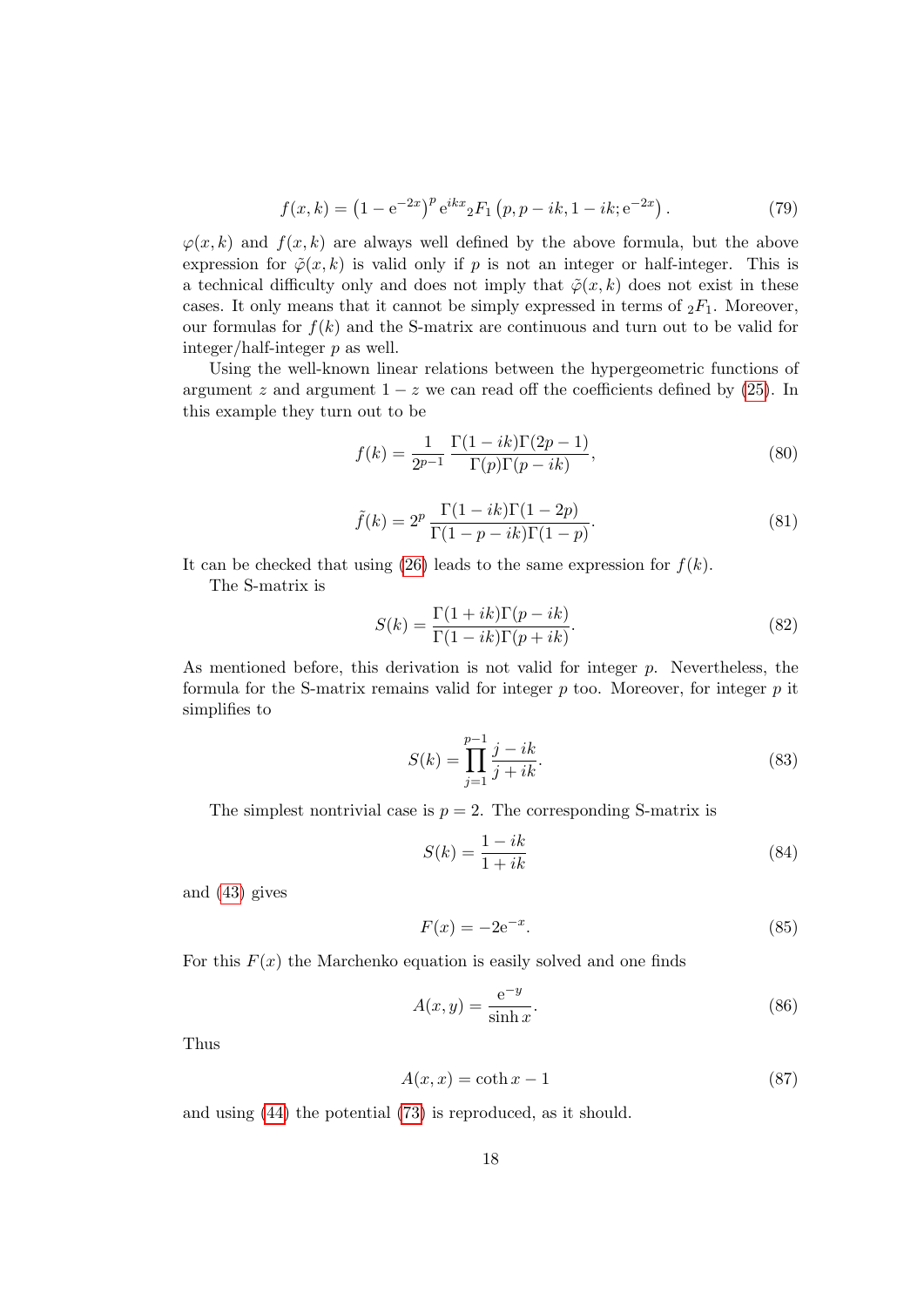$$f(x,k) = \left(1 - \mathrm{e}^{-2x}\right)^p \mathrm{e}^{ikx} {}_2F_1\left(p, p - ik, 1 - ik; \mathrm{e}^{-2x}\right). \tag{79}$$

$\varphi(x,k)$ and $f(x,k)$ are always well defined by the above formula, but the above expression for $\tilde{\varphi}(x,k)$ is valid only if $p$ is not an integer or half-integer. This is a technical difficulty only and does not imply that $\tilde{\varphi}(x,k)$ does not exist in these cases. It only means that it cannot be simply expressed in terms of ${}_2F_1$. Moreover, our formulas for $f(k)$ and the S-matrix are continuous and turn out to be valid for integer/half-integer $p$ as well.

Using the well-known linear relations between the hypergeometric functions of argument $z$ and argument $1-z$ we can read off the coefficients defined by (25). In this example they turn out to be

$$f(k) = \frac{1}{2^{p-1}} \frac{\Gamma(1-ik)\Gamma(2p-1)}{\Gamma(p)\Gamma(p-ik)}, \tag{80}$$

$$\tilde{f}(k) = 2^p \frac{\Gamma(1-ik)\Gamma(1-2p)}{\Gamma(1-p-ik)\Gamma(1-p)}. \tag{81}$$

It can be checked that using (26) leads to the same expression for $f(k)$.

The S-matrix is

$$S(k) = \frac{\Gamma(1+ik)\Gamma(p-ik)}{\Gamma(1-ik)\Gamma(p+ik)}. \tag{82}$$

As mentioned before, this derivation is not valid for integer $p$. Nevertheless, the formula for the S-matrix remains valid for integer $p$ too. Moreover, for integer $p$ it simplifies to

$$S(k) = \prod_{j=1}^{p-1} \frac{j-ik}{j+ik}. \tag{83}$$

The simplest nontrivial case is $p=2$. The corresponding S-matrix is

$$S(k) = \frac{1-ik}{1+ik} \tag{84}$$

and (43) gives

$$F(x) = -2\mathrm{e}^{-x}. \tag{85}$$

For this $F(x)$ the Marchenko equation is easily solved and one finds

$$A(x,y) = \frac{\mathrm{e}^{-y}}{\sinh x}. \tag{86}$$

Thus

$$A(x,x) = \coth x - 1 \tag{87}$$

and using (44) the potential (73) is reproduced, as it should.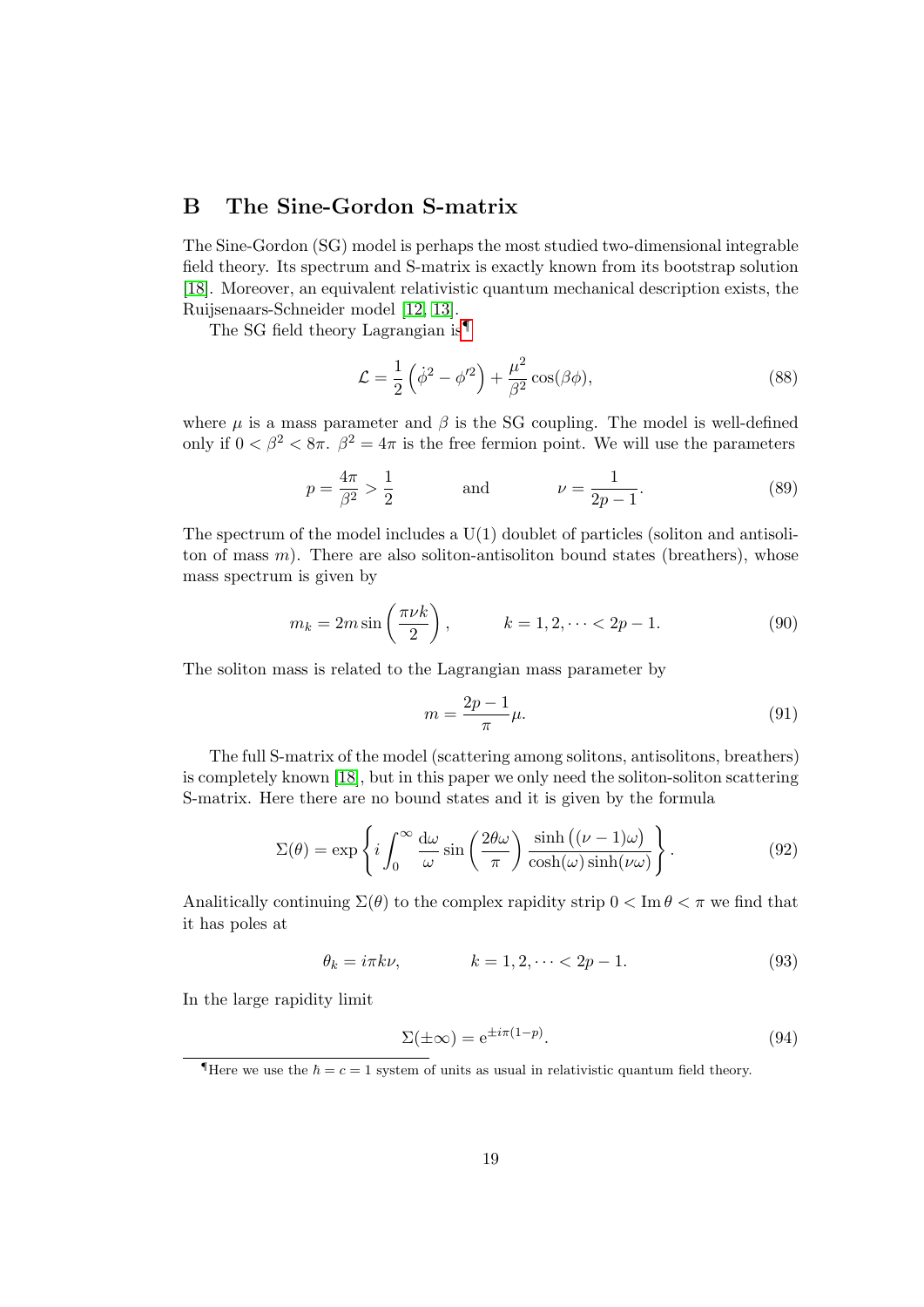## B The Sine-Gordon S-matrix

The Sine-Gordon (SG) model is perhaps the most studied two-dimensional integrable field theory. Its spectrum and S-matrix is exactly known from its bootstrap solution [18]. Moreover, an equivalent relativistic quantum mechanical description exists, the Ruijsenaars-Schneider model [12, 13].

The SG field theory Lagrangian is[¶]

$$\mathcal{L} = \frac{1}{2}\left(\dot{\phi}^2 - \phi'^2\right) + \frac{\mu^2}{\beta^2}\cos(\beta\phi), \tag{88}$$

where $\mu$ is a mass parameter and $\beta$ is the SG coupling. The model is well-defined only if $0 < \beta^2 < 8\pi$. $\beta^2 = 4\pi$ is the free fermion point. We will use the parameters

$$p = \frac{4\pi}{\beta^2} > \frac{1}{2} \qquad \text{and} \qquad \nu = \frac{1}{2p-1}. \tag{89}$$

The spectrum of the model includes a U(1) doublet of particles (soliton and antisoliton of mass $m$). There are also soliton-antisoliton bound states (breathers), whose mass spectrum is given by

$$m_k = 2m\sin\left(\frac{\pi\nu k}{2}\right), \qquad k = 1, 2, \cdots < 2p-1. \tag{90}$$

The soliton mass is related to the Lagrangian mass parameter by

$$m = \frac{2p-1}{\pi}\mu. \tag{91}$$

The full S-matrix of the model (scattering among solitons, antisolitons, breathers) is completely known [18], but in this paper we only need the soliton-soliton scattering S-matrix. Here there are no bound states and it is given by the formula

$$\Sigma(\theta) = \exp\left\{i\int_0^\infty \frac{\mathrm{d}\omega}{\omega}\sin\left(\frac{2\theta\omega}{\pi}\right)\frac{\sinh\big((\nu-1)\omega\big)}{\cosh(\omega)\sinh(\nu\omega)}\right\}. \tag{92}$$

Analitically continuing $\Sigma(\theta)$ to the complex rapidity strip $0 < \mathrm{Im}\,\theta < \pi$ we find that it has poles at

$$\theta_k = i\pi k\nu, \qquad k = 1, 2, \cdots < 2p-1. \tag{93}$$

In the large rapidity limit

$$\Sigma(\pm\infty) = \mathrm{e}^{\pm i\pi(1-p)}. \tag{94}$$

[¶] Here we use the $\hbar = c = 1$ system of units as usual in relativistic quantum field theory.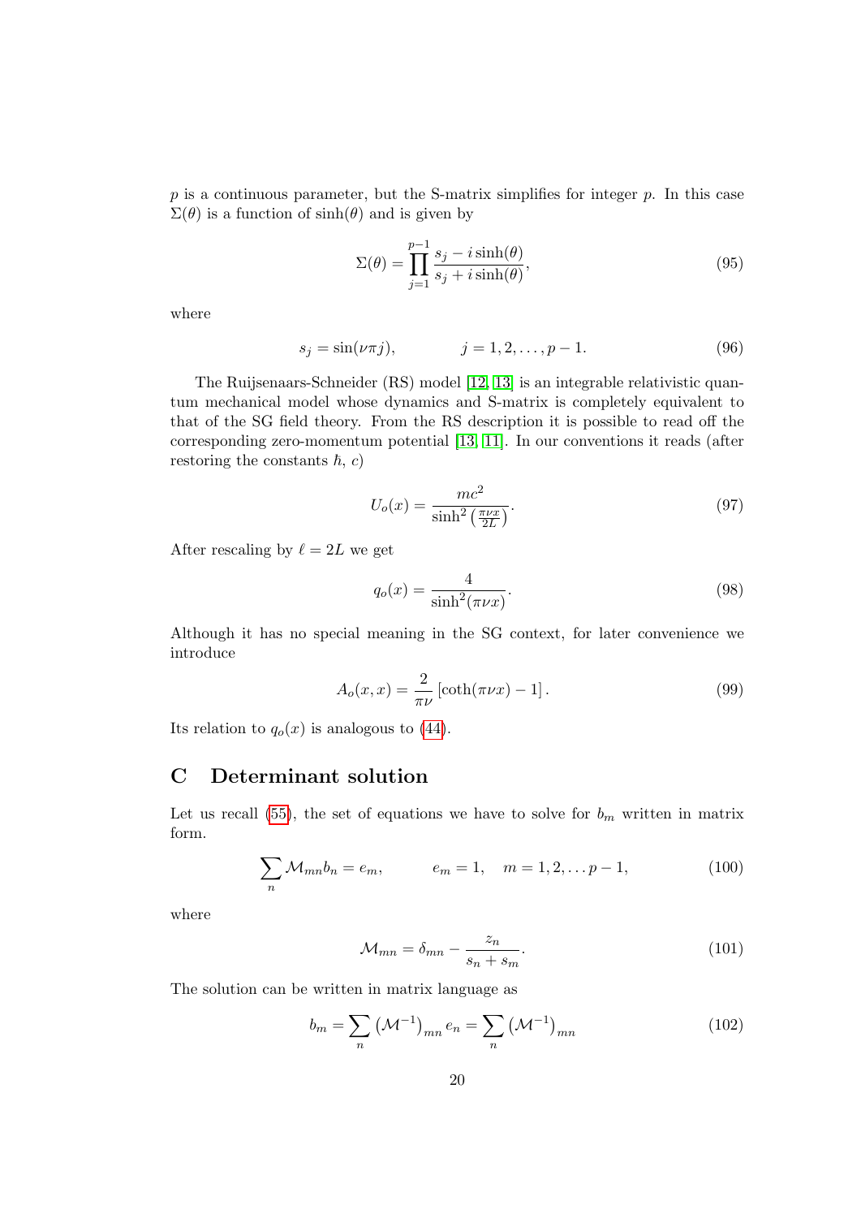$p$ is a continuous parameter, but the S-matrix simplifies for integer $p$. In this case $\Sigma(\theta)$ is a function of $\sinh(\theta)$ and is given by

$$\Sigma(\theta) = \prod_{j=1}^{p-1} \frac{s_j - i\sinh(\theta)}{s_j + i\sinh(\theta)}, \tag{95}$$

where

$$s_j = \sin(\nu\pi j), \qquad\qquad j = 1, 2, \ldots, p-1. \tag{96}$$

The Ruijsenaars-Schneider (RS) model [12, 13] is an integrable relativistic quantum mechanical model whose dynamics and S-matrix is completely equivalent to that of the SG field theory. From the RS description it is possible to read off the corresponding zero-momentum potential [13, 11]. In our conventions it reads (after restoring the constants $\hbar$, $c$)

$$U_o(x) = \frac{mc^2}{\sinh^2\left(\frac{\pi\nu x}{2L}\right)}. \tag{97}$$

After rescaling by $\ell = 2L$ we get

$$q_o(x) = \frac{4}{\sinh^2(\pi\nu x)}. \tag{98}$$

Although it has no special meaning in the SG context, for later convenience we introduce

$$A_o(x,x) = \frac{2}{\pi\nu}\left[\coth(\pi\nu x) - 1\right]. \tag{99}$$

Its relation to $q_o(x)$ is analogous to (44).

# C Determinant solution

Let us recall (55), the set of equations we have to solve for $b_m$ written in matrix form.

$$\sum_n \mathcal{M}_{mn} b_n = e_m, \qquad\qquad e_m = 1, \quad m = 1, 2, \ldots p-1, \tag{100}$$

where

$$\mathcal{M}_{mn} = \delta_{mn} - \frac{z_n}{s_n + s_m}. \tag{101}$$

The solution can be written in matrix language as

$$b_m = \sum_n \left(\mathcal{M}^{-1}\right)_{mn} e_n = \sum_n \left(\mathcal{M}^{-1}\right)_{mn} \tag{102}$$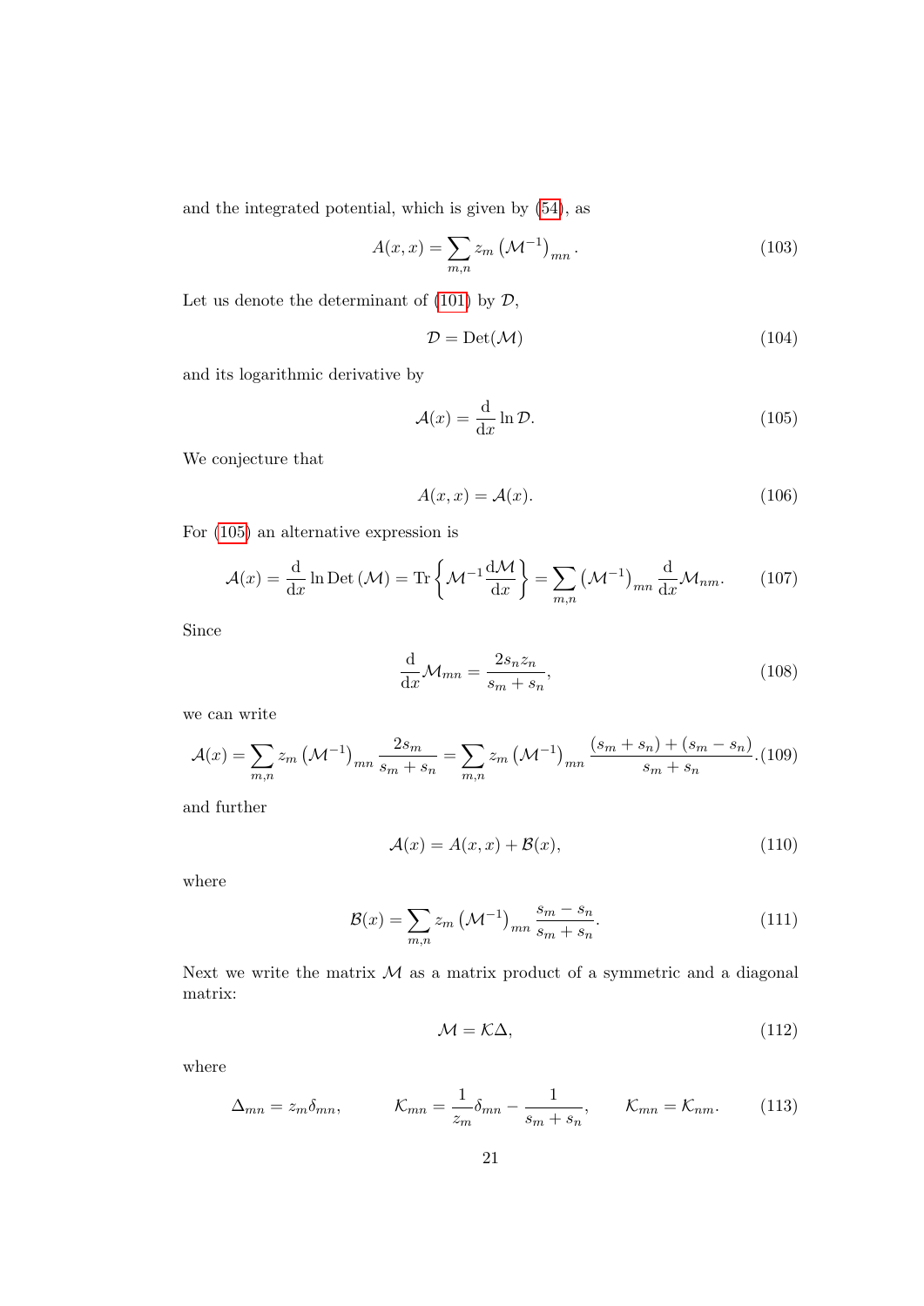and the integrated potential, which is given by (54), as

$$A(x,x) = \sum_{m,n} z_m \left(\mathcal{M}^{-1}\right)_{mn}. \tag{103}$$

Let us denote the determinant of (101) by $\mathcal{D}$,

$$\mathcal{D} = \mathrm{Det}(\mathcal{M}) \tag{104}$$

and its logarithmic derivative by

$$\mathcal{A}(x) = \frac{\mathrm{d}}{\mathrm{d}x} \ln \mathcal{D}. \tag{105}$$

We conjecture that

$$A(x,x) = \mathcal{A}(x). \tag{106}$$

For (105) an alternative expression is

$$\mathcal{A}(x) = \frac{\mathrm{d}}{\mathrm{d}x} \ln \mathrm{Det}\left(\mathcal{M}\right) = \mathrm{Tr}\left\{\mathcal{M}^{-1}\frac{\mathrm{d}\mathcal{M}}{\mathrm{d}x}\right\} = \sum_{m,n} \left(\mathcal{M}^{-1}\right)_{mn} \frac{\mathrm{d}}{\mathrm{d}x}\mathcal{M}_{nm}. \tag{107}$$

Since

$$\frac{\mathrm{d}}{\mathrm{d}x}\mathcal{M}_{mn} = \frac{2 s_n z_n}{s_m + s_n}, \tag{108}$$

we can write

$$\mathcal{A}(x) = \sum_{m,n} z_m \left(\mathcal{M}^{-1}\right)_{mn} \frac{2 s_m}{s_m + s_n} = \sum_{m,n} z_m \left(\mathcal{M}^{-1}\right)_{mn} \frac{(s_m + s_n) + (s_m - s_n)}{s_m + s_n}. \tag{109}$$

and further

$$\mathcal{A}(x) = A(x,x) + \mathcal{B}(x), \tag{110}$$

where

$$\mathcal{B}(x) = \sum_{m,n} z_m \left(\mathcal{M}^{-1}\right)_{mn} \frac{s_m - s_n}{s_m + s_n}. \tag{111}$$

Next we write the matrix $\mathcal{M}$ as a matrix product of a symmetric and a diagonal matrix:

$$\mathcal{M} = \mathcal{K}\Delta, \tag{112}$$

where

$$\Delta_{mn} = z_m \delta_{mn}, \qquad \mathcal{K}_{mn} = \frac{1}{z_m}\delta_{mn} - \frac{1}{s_m + s_n}, \qquad \mathcal{K}_{mn} = \mathcal{K}_{nm}. \tag{113}$$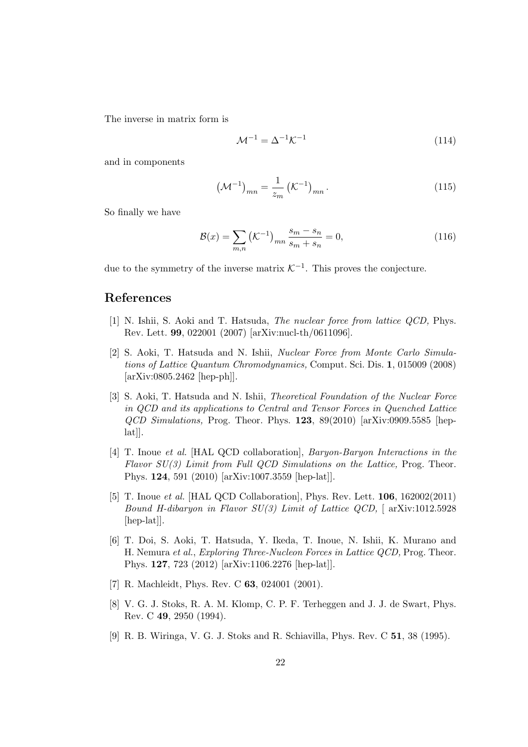The inverse in matrix form is

$$\mathcal{M}^{-1} = \Delta^{-1}\mathcal{K}^{-1} \tag{114}$$

and in components

$$\left(\mathcal{M}^{-1}\right)_{mn} = \frac{1}{z_m}\left(\mathcal{K}^{-1}\right)_{mn}. \tag{115}$$

So finally we have

$$\mathcal{B}(x) = \sum_{m,n}\left(\mathcal{K}^{-1}\right)_{mn}\frac{s_m - s_n}{s_m + s_n} = 0, \tag{116}$$

due to the symmetry of the inverse matrix $\mathcal{K}^{-1}$. This proves the conjecture.

## References

[1] N. Ishii, S. Aoki and T. Hatsuda, *The nuclear force from lattice QCD,* Phys. Rev. Lett. **99**, 022001 (2007) [arXiv:nucl-th/0611096].

[2] S. Aoki, T. Hatsuda and N. Ishii, *Nuclear Force from Monte Carlo Simulations of Lattice Quantum Chromodynamics,* Comput. Sci. Dis. **1**, 015009 (2008) [arXiv:0805.2462 [hep-ph]].

[3] S. Aoki, T. Hatsuda and N. Ishii, *Theoretical Foundation of the Nuclear Force in QCD and its applications to Central and Tensor Forces in Quenched Lattice QCD Simulations,* Prog. Theor. Phys. **123**, 89(2010) [arXiv:0909.5585 [hep-lat]].

[4] T. Inoue *et al.* [HAL QCD collaboration], *Baryon-Baryon Interactions in the Flavor SU(3) Limit from Full QCD Simulations on the Lattice,* Prog. Theor. Phys. **124**, 591 (2010) [arXiv:1007.3559 [hep-lat]].

[5] T. Inoue *et al.* [HAL QCD Collaboration], Phys. Rev. Lett. **106**, 162002(2011) *Bound H-dibaryon in Flavor SU(3) Limit of Lattice QCD,* [ arXiv:1012.5928 [hep-lat]].

[6] T. Doi, S. Aoki, T. Hatsuda, Y. Ikeda, T. Inoue, N. Ishii, K. Murano and H. Nemura *et al.*, *Exploring Three-Nucleon Forces in Lattice QCD,* Prog. Theor. Phys. **127**, 723 (2012) [arXiv:1106.2276 [hep-lat]].

[7] R. Machleidt, Phys. Rev. C **63**, 024001 (2001).

[8] V. G. J. Stoks, R. A. M. Klomp, C. P. F. Terheggen and J. J. de Swart, Phys. Rev. C **49**, 2950 (1994).

[9] R. B. Wiringa, V. G. J. Stoks and R. Schiavilla, Phys. Rev. C **51**, 38 (1995).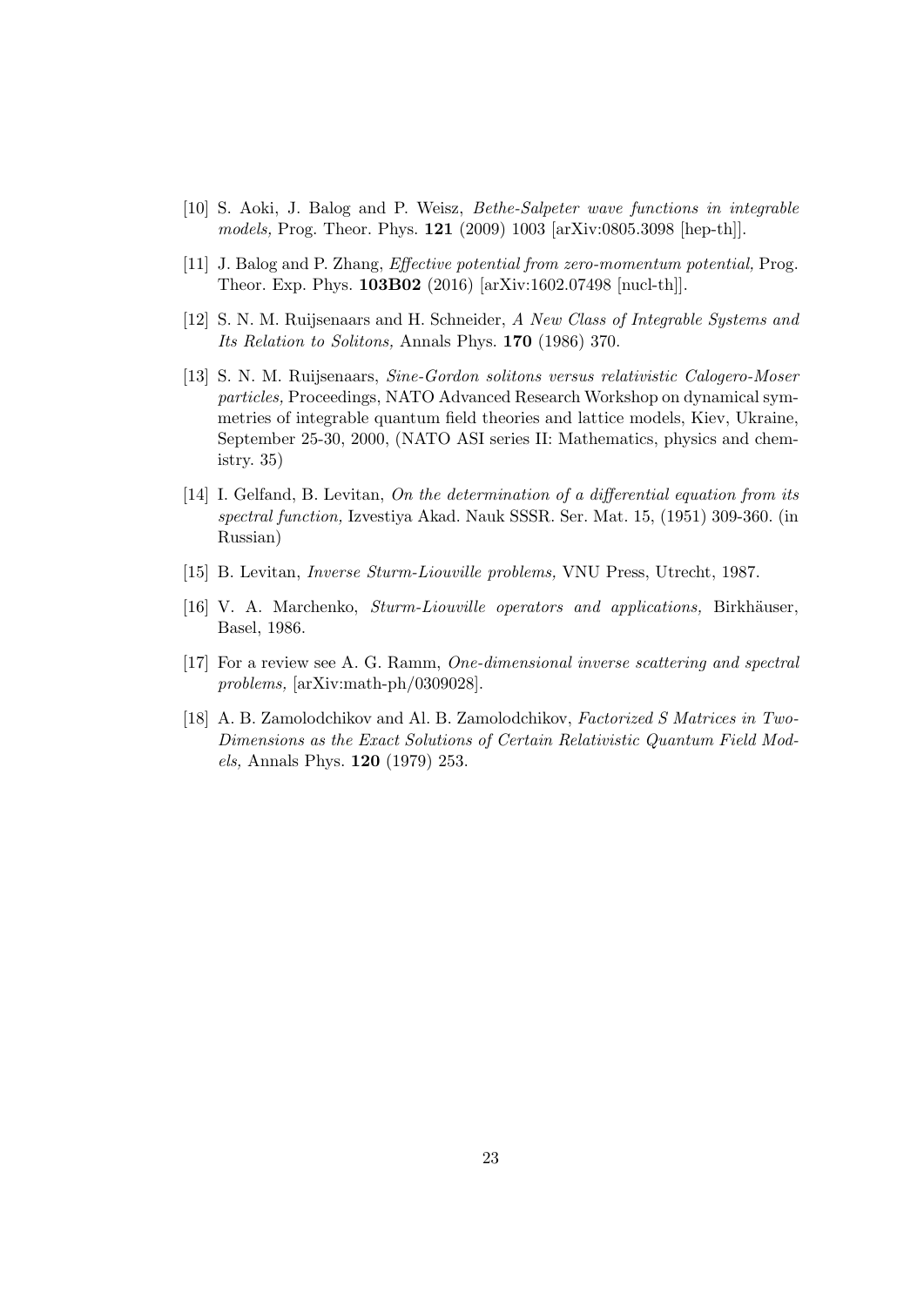[10] S. Aoki, J. Balog and P. Weisz, *Bethe-Salpeter wave functions in integrable models,* Prog. Theor. Phys. **121** (2009) 1003 [arXiv:0805.3098 [hep-th]].

[11] J. Balog and P. Zhang, *Effective potential from zero-momentum potential,* Prog. Theor. Exp. Phys. **103B02** (2016) [arXiv:1602.07498 [nucl-th]].

[12] S. N. M. Ruijsenaars and H. Schneider, *A New Class of Integrable Systems and Its Relation to Solitons,* Annals Phys. **170** (1986) 370.

[13] S. N. M. Ruijsenaars, *Sine-Gordon solitons versus relativistic Calogero-Moser particles,* Proceedings, NATO Advanced Research Workshop on dynamical symmetries of integrable quantum field theories and lattice models, Kiev, Ukraine, September 25-30, 2000, (NATO ASI series II: Mathematics, physics and chemistry. 35)

[14] I. Gelfand, B. Levitan, *On the determination of a differential equation from its spectral function,* Izvestiya Akad. Nauk SSSR. Ser. Mat. 15, (1951) 309-360. (in Russian)

[15] B. Levitan, *Inverse Sturm-Liouville problems,* VNU Press, Utrecht, 1987.

[16] V. A. Marchenko, *Sturm-Liouville operators and applications,* Birkhäuser, Basel, 1986.

[17] For a review see A. G. Ramm, *One-dimensional inverse scattering and spectral problems,* [arXiv:math-ph/0309028].

[18] A. B. Zamolodchikov and Al. B. Zamolodchikov, *Factorized S Matrices in Two-Dimensions as the Exact Solutions of Certain Relativistic Quantum Field Models,* Annals Phys. **120** (1979) 253.